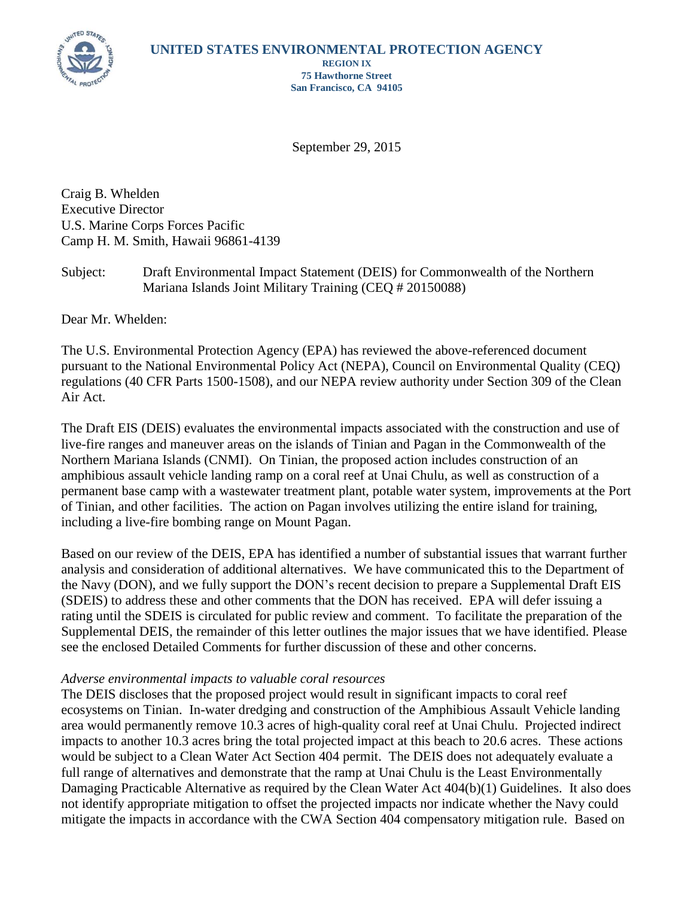**UNITED STATES ENVIRONMENTAL PROTECTION AGENCY**
**REGION IX**
**75 Hawthorne Street**
**San Francisco, CA 94105**

September 29, 2015

Craig B. Whelden
Executive Director
U.S. Marine Corps Forces Pacific
Camp H. M. Smith, Hawaii 96861-4139

Subject: Draft Environmental Impact Statement (DEIS) for Commonwealth of the Northern Mariana Islands Joint Military Training (CEQ # 20150088)

Dear Mr. Whelden:

The U.S. Environmental Protection Agency (EPA) has reviewed the above-referenced document pursuant to the National Environmental Policy Act (NEPA), Council on Environmental Quality (CEQ) regulations (40 CFR Parts 1500-1508), and our NEPA review authority under Section 309 of the Clean Air Act.

The Draft EIS (DEIS) evaluates the environmental impacts associated with the construction and use of live-fire ranges and maneuver areas on the islands of Tinian and Pagan in the Commonwealth of the Northern Mariana Islands (CNMI). On Tinian, the proposed action includes construction of an amphibious assault vehicle landing ramp on a coral reef at Unai Chulu, as well as construction of a permanent base camp with a wastewater treatment plant, potable water system, improvements at the Port of Tinian, and other facilities. The action on Pagan involves utilizing the entire island for training, including a live-fire bombing range on Mount Pagan.

Based on our review of the DEIS, EPA has identified a number of substantial issues that warrant further analysis and consideration of additional alternatives. We have communicated this to the Department of the Navy (DON), and we fully support the DON's recent decision to prepare a Supplemental Draft EIS (SDEIS) to address these and other comments that the DON has received. EPA will defer issuing a rating until the SDEIS is circulated for public review and comment. To facilitate the preparation of the Supplemental DEIS, the remainder of this letter outlines the major issues that we have identified. Please see the enclosed Detailed Comments for further discussion of these and other concerns.

*Adverse environmental impacts to valuable coral resources*
The DEIS discloses that the proposed project would result in significant impacts to coral reef ecosystems on Tinian. In-water dredging and construction of the Amphibious Assault Vehicle landing area would permanently remove 10.3 acres of high-quality coral reef at Unai Chulu. Projected indirect impacts to another 10.3 acres bring the total projected impact at this beach to 20.6 acres. These actions would be subject to a Clean Water Act Section 404 permit. The DEIS does not adequately evaluate a full range of alternatives and demonstrate that the ramp at Unai Chulu is the Least Environmentally Damaging Practicable Alternative as required by the Clean Water Act 404(b)(1) Guidelines. It also does not identify appropriate mitigation to offset the projected impacts nor indicate whether the Navy could mitigate the impacts in accordance with the CWA Section 404 compensatory mitigation rule. Based on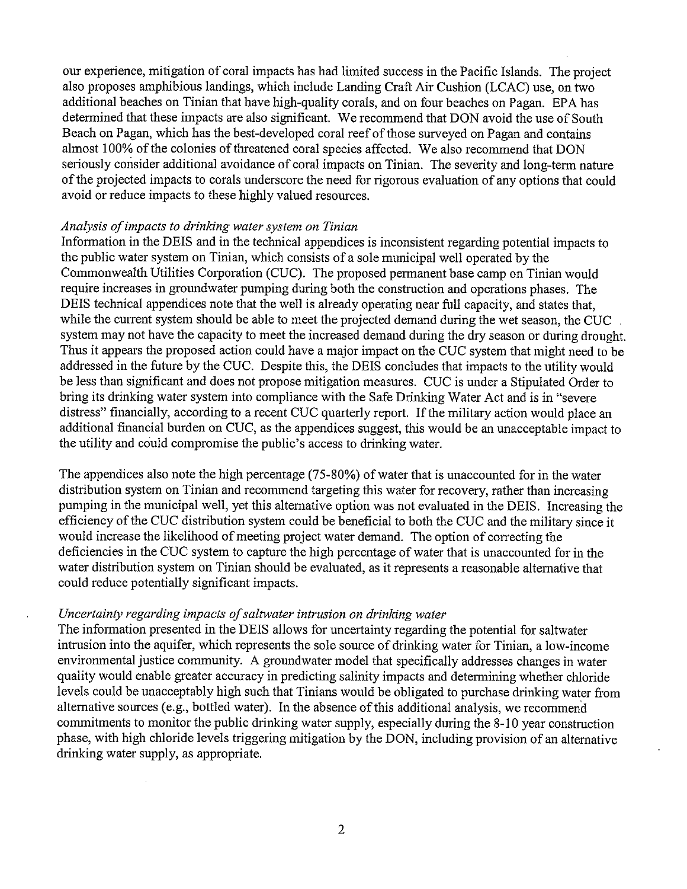our experience, mitigation of coral impacts has had limited success in the Pacific Islands. The project also proposes amphibious landings, which include Landing Craft Air Cushion (LCAC) use, on two additional beaches on Tinian that have high-quality corals, and on four beaches on Pagan. EPA has determined that these impacts are also significant. We recommend that DON avoid the use of South Beach on Pagan, which has the best-developed coral reef of those surveyed on Pagan and contains almost 100% of the colonies of threatened coral species affected. We also recommend that DON seriously consider additional avoidance of coral impacts on Tinian. The severity and long-term nature of the projected impacts to corals underscore the need for rigorous evaluation of any options that could avoid or reduce impacts to these highly valued resources.

*Analysis of impacts to drinking water system on Tinian*

Information in the DEIS and in the technical appendices is inconsistent regarding potential impacts to the public water system on Tinian, which consists of a sole municipal well operated by the Commonwealth Utilities Corporation (CUC). The proposed permanent base camp on Tinian would require increases in groundwater pumping during both the construction and operations phases. The DEIS technical appendices note that the well is already operating near full capacity, and states that, while the current system should be able to meet the projected demand during the wet season, the CUC system may not have the capacity to meet the increased demand during the dry season or during drought. Thus it appears the proposed action could have a major impact on the CUC system that might need to be addressed in the future by the CUC. Despite this, the DEIS concludes that impacts to the utility would be less than significant and does not propose mitigation measures. CUC is under a Stipulated Order to bring its drinking water system into compliance with the Safe Drinking Water Act and is in "severe distress" financially, according to a recent CUC quarterly report. If the military action would place an additional financial burden on CUC, as the appendices suggest, this would be an unacceptable impact to the utility and could compromise the public's access to drinking water.

The appendices also note the high percentage (75-80%) of water that is unaccounted for in the water distribution system on Tinian and recommend targeting this water for recovery, rather than increasing pumping in the municipal well, yet this alternative option was not evaluated in the DEIS. Increasing the efficiency of the CUC distribution system could be beneficial to both the CUC and the military since it would increase the likelihood of meeting project water demand. The option of correcting the deficiencies in the CUC system to capture the high percentage of water that is unaccounted for in the water distribution system on Tinian should be evaluated, as it represents a reasonable alternative that could reduce potentially significant impacts.

*Uncertainty regarding impacts of saltwater intrusion on drinking water*

The information presented in the DEIS allows for uncertainty regarding the potential for saltwater intrusion into the aquifer, which represents the sole source of drinking water for Tinian, a low-income environmental justice community. A groundwater model that specifically addresses changes in water quality would enable greater accuracy in predicting salinity impacts and determining whether chloride levels could be unacceptably high such that Tinians would be obligated to purchase drinking water from alternative sources (e.g., bottled water). In the absence of this additional analysis, we recommend commitments to monitor the public drinking water supply, especially during the 8-10 year construction phase, with high chloride levels triggering mitigation by the DON, including provision of an alternative drinking water supply, as appropriate.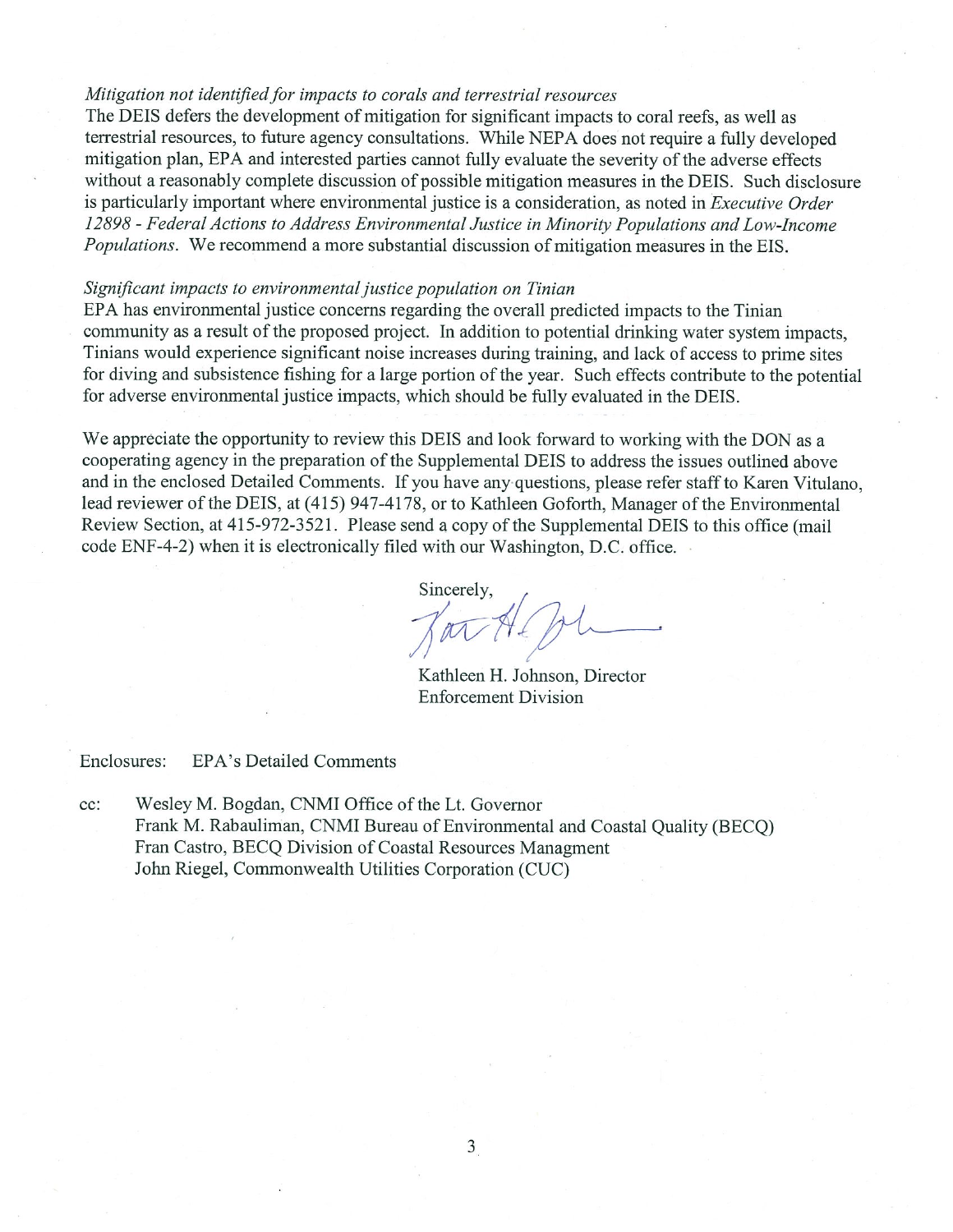*Mitigation not identified for impacts to corals and terrestrial resources*
The DEIS defers the development of mitigation for significant impacts to coral reefs, as well as terrestrial resources, to future agency consultations. While NEPA does not require a fully developed mitigation plan, EPA and interested parties cannot fully evaluate the severity of the adverse effects without a reasonably complete discussion of possible mitigation measures in the DEIS. Such disclosure is particularly important where environmental justice is a consideration, as noted in *Executive Order 12898 - Federal Actions to Address Environmental Justice in Minority Populations and Low-Income Populations*. We recommend a more substantial discussion of mitigation measures in the EIS.

*Significant impacts to environmental justice population on Tinian*
EPA has environmental justice concerns regarding the overall predicted impacts to the Tinian community as a result of the proposed project. In addition to potential drinking water system impacts, Tinians would experience significant noise increases during training, and lack of access to prime sites for diving and subsistence fishing for a large portion of the year. Such effects contribute to the potential for adverse environmental justice impacts, which should be fully evaluated in the DEIS.

We appreciate the opportunity to review this DEIS and look forward to working with the DON as a cooperating agency in the preparation of the Supplemental DEIS to address the issues outlined above and in the enclosed Detailed Comments. If you have any questions, please refer staff to Karen Vitulano, lead reviewer of the DEIS, at (415) 947-4178, or to Kathleen Goforth, Manager of the Environmental Review Section, at 415-972-3521. Please send a copy of the Supplemental DEIS to this office (mail code ENF-4-2) when it is electronically filed with our Washington, D.C. office.

Sincerely,

Kathleen H. Johnson, Director
Enforcement Division

Enclosures: EPA's Detailed Comments

cc: Wesley M. Bogdan, CNMI Office of the Lt. Governor
Frank M. Rabauliman, CNMI Bureau of Environmental and Coastal Quality (BECQ)
Fran Castro, BECQ Division of Coastal Resources Managment
John Riegel, Commonwealth Utilities Corporation (CUC)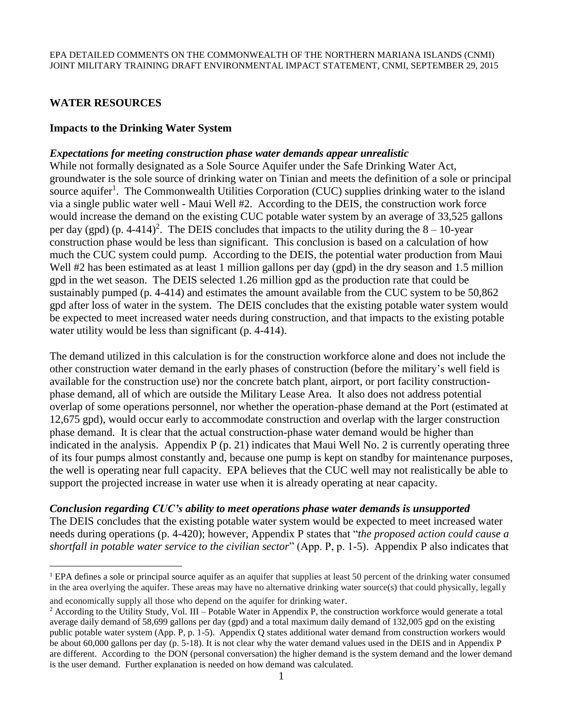## WATER RESOURCES

### Impacts to the Drinking Water System

***Expectations for meeting construction phase water demands appear unrealistic***

While not formally designated as a Sole Source Aquifer under the Safe Drinking Water Act, groundwater is the sole source of drinking water on Tinian and meets the definition of a sole or principal source aquifer[1]. The Commonwealth Utilities Corporation (CUC) supplies drinking water to the island via a single public water well - Maui Well #2. According to the DEIS, the construction work force would increase the demand on the existing CUC potable water system by an average of 33,525 gallons per day (gpd) (p. 4-414)[2]. The DEIS concludes that impacts to the utility during the 8 – 10-year construction phase would be less than significant. This conclusion is based on a calculation of how much the CUC system could pump. According to the DEIS, the potential water production from Maui Well #2 has been estimated as at least 1 million gallons per day (gpd) in the dry season and 1.5 million gpd in the wet season. The DEIS selected 1.26 million gpd as the production rate that could be sustainably pumped (p. 4-414) and estimates the amount available from the CUC system to be 50,862 gpd after loss of water in the system. The DEIS concludes that the existing potable water system would be expected to meet increased water needs during construction, and that impacts to the existing potable water utility would be less than significant (p. 4-414).

The demand utilized in this calculation is for the construction workforce alone and does not include the other construction water demand in the early phases of construction (before the military's well field is available for the construction use) nor the concrete batch plant, airport, or port facility construction-phase demand, all of which are outside the Military Lease Area. It also does not address potential overlap of some operations personnel, nor whether the operation-phase demand at the Port (estimated at 12,675 gpd), would occur early to accommodate construction and overlap with the larger construction phase demand. It is clear that the actual construction-phase water demand would be higher than indicated in the analysis. Appendix P (p. 21) indicates that Maui Well No. 2 is currently operating three of its four pumps almost constantly and, because one pump is kept on standby for maintenance purposes, the well is operating near full capacity. EPA believes that the CUC well may not realistically be able to support the projected increase in water use when it is already operating at near capacity.

***Conclusion regarding CUC's ability to meet operations phase water demands is unsupported***

The DEIS concludes that the existing potable water system would be expected to meet increased water needs during operations (p. 4-420); however, Appendix P states that "*the proposed action could cause a shortfall in potable water service to the civilian sector*" (App. P, p. 1-5). Appendix P also indicates that

---

[1] EPA defines a sole or principal source aquifer as an aquifer that supplies at least 50 percent of the drinking water consumed in the area overlying the aquifer. These areas may have no alternative drinking water source(s) that could physically, legally and economically supply all those who depend on the aquifer for drinking water.

[2] According to the Utility Study, Vol. III – Potable Water in Appendix P, the construction workforce would generate a total average daily demand of 58,699 gallons per day (gpd) and a total maximum daily demand of 132,005 gpd on the existing public potable water system (App. P, p. 1-5). Appendix Q states additional water demand from construction workers would be about 60,000 gallons per day (p. 5-18). It is not clear why the water demand values used in the DEIS and in Appendix P are different. According to the DON (personal conversation) the higher demand is the system demand and the lower demand is the user demand. Further explanation is needed on how demand was calculated.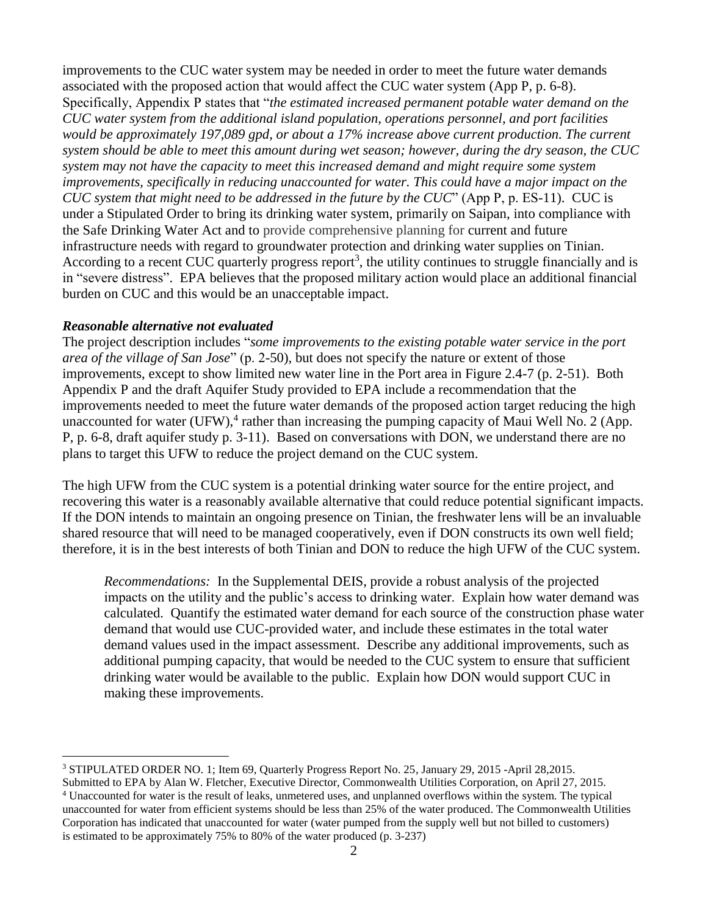improvements to the CUC water system may be needed in order to meet the future water demands associated with the proposed action that would affect the CUC water system (App P, p. 6-8). Specifically, Appendix P states that "*the estimated increased permanent potable water demand on the CUC water system from the additional island population, operations personnel, and port facilities would be approximately 197,089 gpd, or about a 17% increase above current production. The current system should be able to meet this amount during wet season; however, during the dry season, the CUC system may not have the capacity to meet this increased demand and might require some system improvements, specifically in reducing unaccounted for water. This could have a major impact on the CUC system that might need to be addressed in the future by the CUC*" (App P, p. ES-11). CUC is under a Stipulated Order to bring its drinking water system, primarily on Saipan, into compliance with the Safe Drinking Water Act and to provide comprehensive planning for current and future infrastructure needs with regard to groundwater protection and drinking water supplies on Tinian. According to a recent CUC quarterly progress report[3], the utility continues to struggle financially and is in "severe distress". EPA believes that the proposed military action would place an additional financial burden on CUC and this would be an unacceptable impact.

***Reasonable alternative not evaluated***

The project description includes "*some improvements to the existing potable water service in the port area of the village of San Jose*" (p. 2-50), but does not specify the nature or extent of those improvements, except to show limited new water line in the Port area in Figure 2.4-7 (p. 2-51). Both Appendix P and the draft Aquifer Study provided to EPA include a recommendation that the improvements needed to meet the future water demands of the proposed action target reducing the high unaccounted for water (UFW),[4] rather than increasing the pumping capacity of Maui Well No. 2 (App. P, p. 6-8, draft aquifer study p. 3-11). Based on conversations with DON, we understand there are no plans to target this UFW to reduce the project demand on the CUC system.

The high UFW from the CUC system is a potential drinking water source for the entire project, and recovering this water is a reasonably available alternative that could reduce potential significant impacts. If the DON intends to maintain an ongoing presence on Tinian, the freshwater lens will be an invaluable shared resource that will need to be managed cooperatively, even if DON constructs its own well field; therefore, it is in the best interests of both Tinian and DON to reduce the high UFW of the CUC system.

> *Recommendations:* In the Supplemental DEIS, provide a robust analysis of the projected impacts on the utility and the public's access to drinking water. Explain how water demand was calculated. Quantify the estimated water demand for each source of the construction phase water demand that would use CUC-provided water, and include these estimates in the total water demand values used in the impact assessment. Describe any additional improvements, such as additional pumping capacity, that would be needed to the CUC system to ensure that sufficient drinking water would be available to the public. Explain how DON would support CUC in making these improvements.

---

[3] STIPULATED ORDER NO. 1; Item 69, Quarterly Progress Report No. 25, January 29, 2015 -April 28,2015. Submitted to EPA by Alan W. Fletcher, Executive Director, Commonwealth Utilities Corporation, on April 27, 2015.

[4] Unaccounted for water is the result of leaks, unmetered uses, and unplanned overflows within the system. The typical unaccounted for water from efficient systems should be less than 25% of the water produced. The Commonwealth Utilities Corporation has indicated that unaccounted for water (water pumped from the supply well but not billed to customers) is estimated to be approximately 75% to 80% of the water produced (p. 3-237)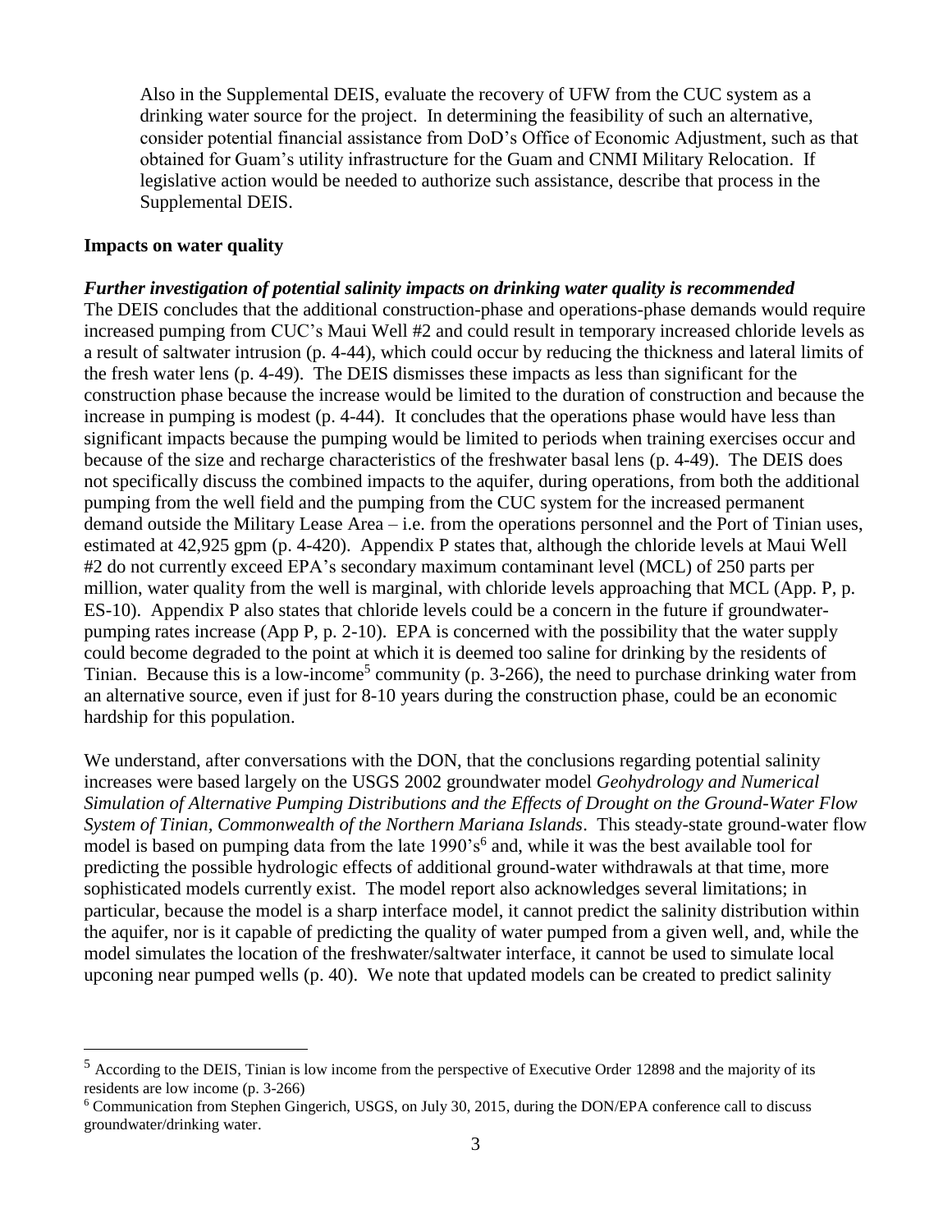Also in the Supplemental DEIS, evaluate the recovery of UFW from the CUC system as a drinking water source for the project. In determining the feasibility of such an alternative, consider potential financial assistance from DoD's Office of Economic Adjustment, such as that obtained for Guam's utility infrastructure for the Guam and CNMI Military Relocation. If legislative action would be needed to authorize such assistance, describe that process in the Supplemental DEIS.

**Impacts on water quality**

***Further investigation of potential salinity impacts on drinking water quality is recommended***

The DEIS concludes that the additional construction-phase and operations-phase demands would require increased pumping from CUC's Maui Well #2 and could result in temporary increased chloride levels as a result of saltwater intrusion (p. 4-44), which could occur by reducing the thickness and lateral limits of the fresh water lens (p. 4-49). The DEIS dismisses these impacts as less than significant for the construction phase because the increase would be limited to the duration of construction and because the increase in pumping is modest (p. 4-44). It concludes that the operations phase would have less than significant impacts because the pumping would be limited to periods when training exercises occur and because of the size and recharge characteristics of the freshwater basal lens (p. 4-49). The DEIS does not specifically discuss the combined impacts to the aquifer, during operations, from both the additional pumping from the well field and the pumping from the CUC system for the increased permanent demand outside the Military Lease Area – i.e. from the operations personnel and the Port of Tinian uses, estimated at 42,925 gpm (p. 4-420). Appendix P states that, although the chloride levels at Maui Well #2 do not currently exceed EPA's secondary maximum contaminant level (MCL) of 250 parts per million, water quality from the well is marginal, with chloride levels approaching that MCL (App. P, p. ES-10). Appendix P also states that chloride levels could be a concern in the future if groundwater-pumping rates increase (App P, p. 2-10). EPA is concerned with the possibility that the water supply could become degraded to the point at which it is deemed too saline for drinking by the residents of Tinian. Because this is a low-income[5] community (p. 3-266), the need to purchase drinking water from an alternative source, even if just for 8-10 years during the construction phase, could be an economic hardship for this population.

We understand, after conversations with the DON, that the conclusions regarding potential salinity increases were based largely on the USGS 2002 groundwater model *Geohydrology and Numerical Simulation of Alternative Pumping Distributions and the Effects of Drought on the Ground-Water Flow System of Tinian, Commonwealth of the Northern Mariana Islands*. This steady-state ground-water flow model is based on pumping data from the late 1990's[6] and, while it was the best available tool for predicting the possible hydrologic effects of additional ground-water withdrawals at that time, more sophisticated models currently exist. The model report also acknowledges several limitations; in particular, because the model is a sharp interface model, it cannot predict the salinity distribution within the aquifer, nor is it capable of predicting the quality of water pumped from a given well, and, while the model simulates the location of the freshwater/saltwater interface, it cannot be used to simulate local upconing near pumped wells (p. 40). We note that updated models can be created to predict salinity

---

[5] According to the DEIS, Tinian is low income from the perspective of Executive Order 12898 and the majority of its residents are low income (p. 3-266)

[6] Communication from Stephen Gingerich, USGS, on July 30, 2015, during the DON/EPA conference call to discuss groundwater/drinking water.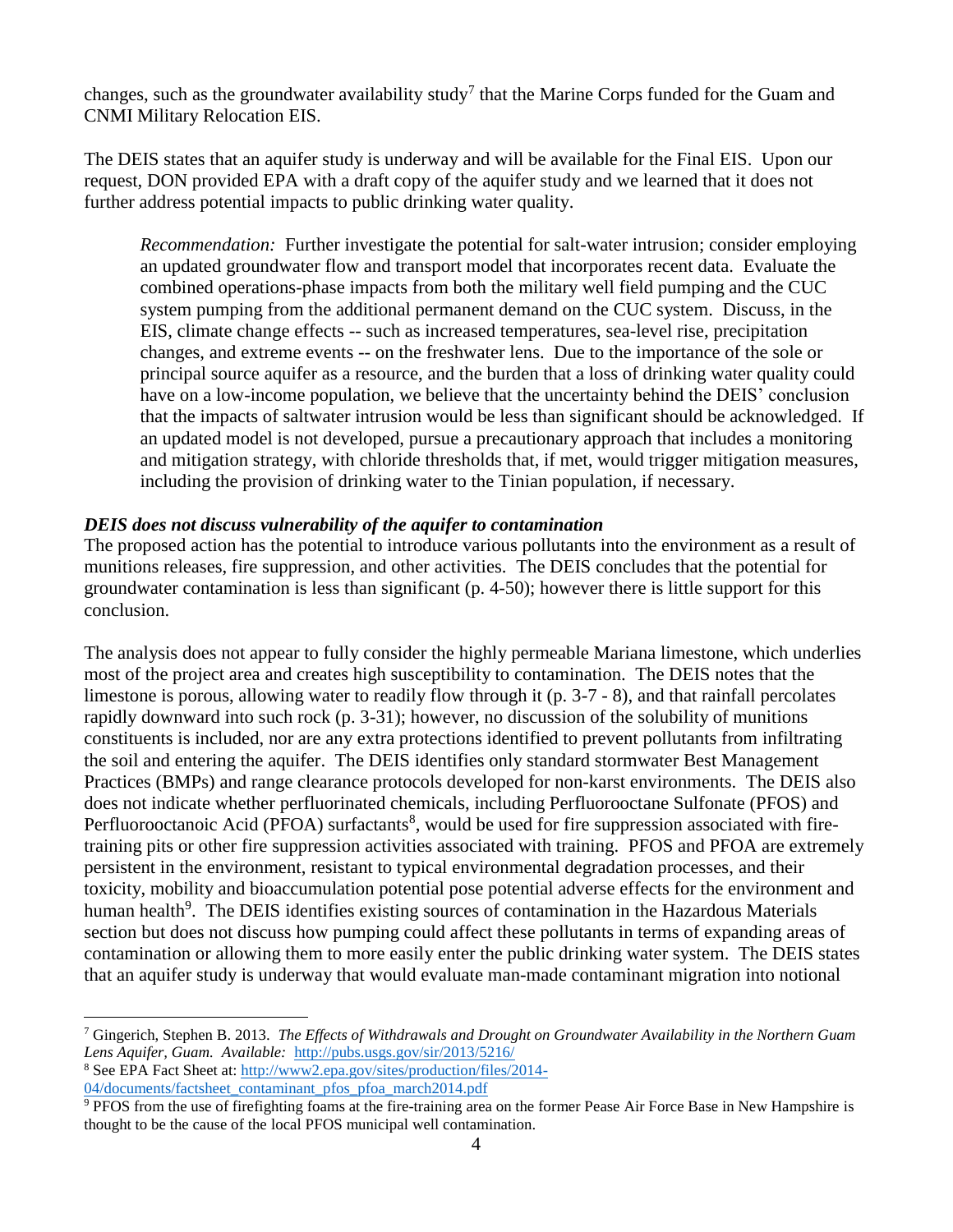changes, such as the groundwater availability study[7] that the Marine Corps funded for the Guam and CNMI Military Relocation EIS.

The DEIS states that an aquifer study is underway and will be available for the Final EIS. Upon our request, DON provided EPA with a draft copy of the aquifer study and we learned that it does not further address potential impacts to public drinking water quality.

> *Recommendation:* Further investigate the potential for salt-water intrusion; consider employing an updated groundwater flow and transport model that incorporates recent data. Evaluate the combined operations-phase impacts from both the military well field pumping and the CUC system pumping from the additional permanent demand on the CUC system. Discuss, in the EIS, climate change effects -- such as increased temperatures, sea-level rise, precipitation changes, and extreme events -- on the freshwater lens. Due to the importance of the sole or principal source aquifer as a resource, and the burden that a loss of drinking water quality could have on a low-income population, we believe that the uncertainty behind the DEIS' conclusion that the impacts of saltwater intrusion would be less than significant should be acknowledged. If an updated model is not developed, pursue a precautionary approach that includes a monitoring and mitigation strategy, with chloride thresholds that, if met, would trigger mitigation measures, including the provision of drinking water to the Tinian population, if necessary.

***DEIS does not discuss vulnerability of the aquifer to contamination***

The proposed action has the potential to introduce various pollutants into the environment as a result of munitions releases, fire suppression, and other activities. The DEIS concludes that the potential for groundwater contamination is less than significant (p. 4-50); however there is little support for this conclusion.

The analysis does not appear to fully consider the highly permeable Mariana limestone, which underlies most of the project area and creates high susceptibility to contamination. The DEIS notes that the limestone is porous, allowing water to readily flow through it (p. 3-7 - 8), and that rainfall percolates rapidly downward into such rock (p. 3-31); however, no discussion of the solubility of munitions constituents is included, nor are any extra protections identified to prevent pollutants from infiltrating the soil and entering the aquifer. The DEIS identifies only standard stormwater Best Management Practices (BMPs) and range clearance protocols developed for non-karst environments. The DEIS also does not indicate whether perfluorinated chemicals, including Perfluorooctane Sulfonate (PFOS) and Perfluorooctanoic Acid (PFOA) surfactants[8], would be used for fire suppression associated with fire-training pits or other fire suppression activities associated with training. PFOS and PFOA are extremely persistent in the environment, resistant to typical environmental degradation processes, and their toxicity, mobility and bioaccumulation potential pose potential adverse effects for the environment and human health[9]. The DEIS identifies existing sources of contamination in the Hazardous Materials section but does not discuss how pumping could affect these pollutants in terms of expanding areas of contamination or allowing them to more easily enter the public drinking water system. The DEIS states that an aquifer study is underway that would evaluate man-made contaminant migration into notional

---

[7] Gingerich, Stephen B. 2013. *The Effects of Withdrawals and Drought on Groundwater Availability in the Northern Guam Lens Aquifer, Guam. Available:* http://pubs.usgs.gov/sir/2013/5216/

[8] See EPA Fact Sheet at: http://www2.epa.gov/sites/production/files/2014-04/documents/factsheet_contaminant_pfos_pfoa_march2014.pdf

[9] PFOS from the use of firefighting foams at the fire-training area on the former Pease Air Force Base in New Hampshire is thought to be the cause of the local PFOS municipal well contamination.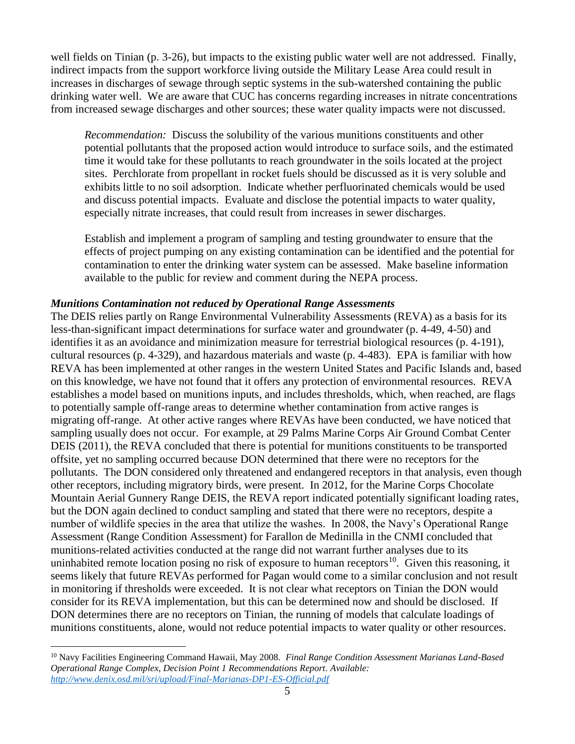well fields on Tinian (p. 3-26), but impacts to the existing public water well are not addressed. Finally, indirect impacts from the support workforce living outside the Military Lease Area could result in increases in discharges of sewage through septic systems in the sub-watershed containing the public drinking water well. We are aware that CUC has concerns regarding increases in nitrate concentrations from increased sewage discharges and other sources; these water quality impacts were not discussed.

> *Recommendation:* Discuss the solubility of the various munitions constituents and other potential pollutants that the proposed action would introduce to surface soils, and the estimated time it would take for these pollutants to reach groundwater in the soils located at the project sites. Perchlorate from propellant in rocket fuels should be discussed as it is very soluble and exhibits little to no soil adsorption. Indicate whether perfluorinated chemicals would be used and discuss potential impacts. Evaluate and disclose the potential impacts to water quality, especially nitrate increases, that could result from increases in sewer discharges.
>
> Establish and implement a program of sampling and testing groundwater to ensure that the effects of project pumping on any existing contamination can be identified and the potential for contamination to enter the drinking water system can be assessed. Make baseline information available to the public for review and comment during the NEPA process.

***Munitions Contamination not reduced by Operational Range Assessments***

The DEIS relies partly on Range Environmental Vulnerability Assessments (REVA) as a basis for its less-than-significant impact determinations for surface water and groundwater (p. 4-49, 4-50) and identifies it as an avoidance and minimization measure for terrestrial biological resources (p. 4-191), cultural resources (p. 4-329), and hazardous materials and waste (p. 4-483). EPA is familiar with how REVA has been implemented at other ranges in the western United States and Pacific Islands and, based on this knowledge, we have not found that it offers any protection of environmental resources. REVA establishes a model based on munitions inputs, and includes thresholds, which, when reached, are flags to potentially sample off-range areas to determine whether contamination from active ranges is migrating off-range. At other active ranges where REVAs have been conducted, we have noticed that sampling usually does not occur. For example, at 29 Palms Marine Corps Air Ground Combat Center DEIS (2011), the REVA concluded that there is potential for munitions constituents to be transported offsite, yet no sampling occurred because DON determined that there were no receptors for the pollutants. The DON considered only threatened and endangered receptors in that analysis, even though other receptors, including migratory birds, were present. In 2012, for the Marine Corps Chocolate Mountain Aerial Gunnery Range DEIS, the REVA report indicated potentially significant loading rates, but the DON again declined to conduct sampling and stated that there were no receptors, despite a number of wildlife species in the area that utilize the washes. In 2008, the Navy's Operational Range Assessment (Range Condition Assessment) for Farallon de Medinilla in the CNMI concluded that munitions-related activities conducted at the range did not warrant further analyses due to its uninhabited remote location posing no risk of exposure to human receptors[10]. Given this reasoning, it seems likely that future REVAs performed for Pagan would come to a similar conclusion and not result in monitoring if thresholds were exceeded. It is not clear what receptors on Tinian the DON would consider for its REVA implementation, but this can be determined now and should be disclosed. If DON determines there are no receptors on Tinian, the running of models that calculate loadings of munitions constituents, alone, would not reduce potential impacts to water quality or other resources.

[10] Navy Facilities Engineering Command Hawaii, May 2008. *Final Range Condition Assessment Marianas Land-Based Operational Range Complex, Decision Point 1 Recommendations Report*. *Available: http://www.denix.osd.mil/sri/upload/Final-Marianas-DP1-ES-Official.pdf*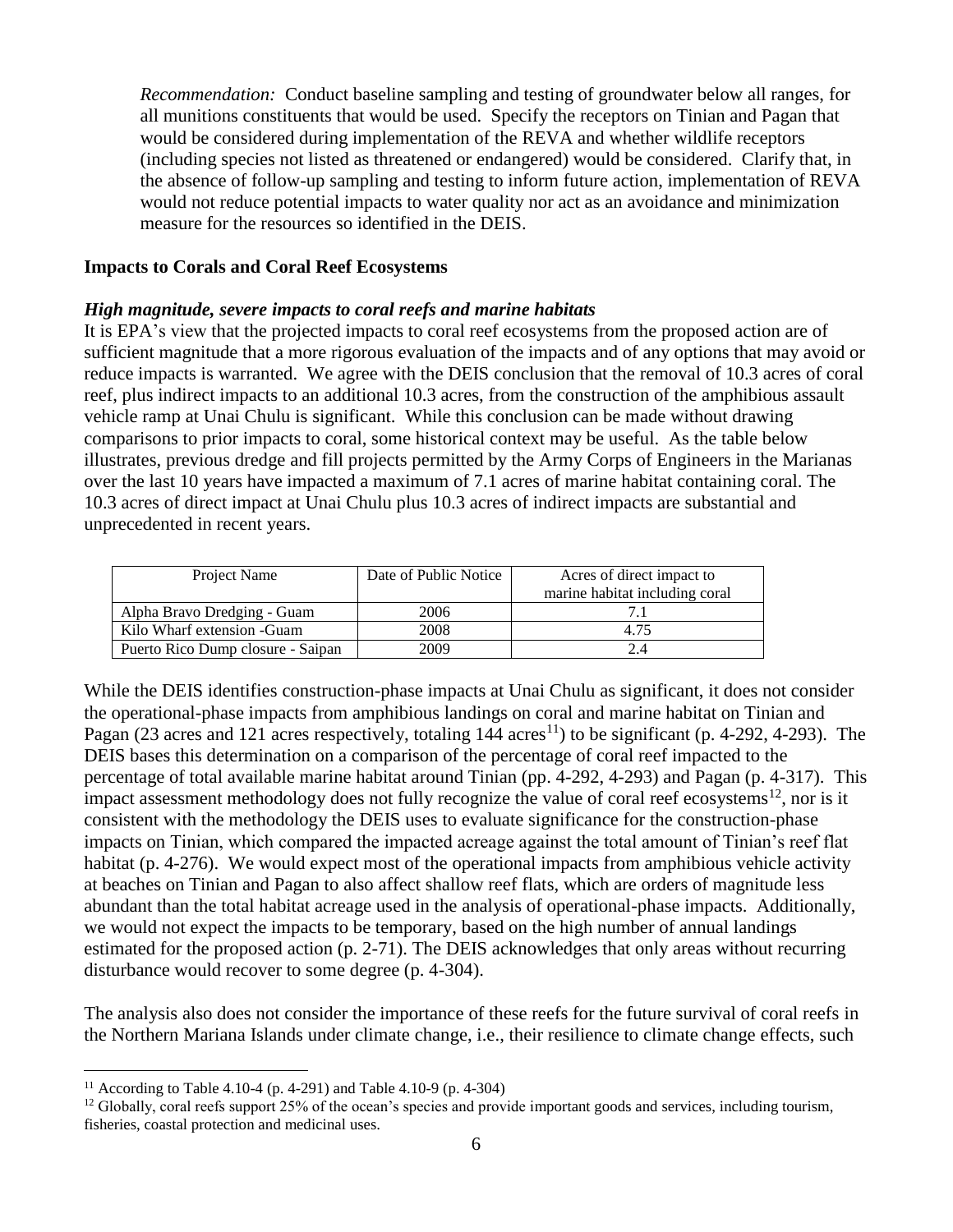*Recommendation:* Conduct baseline sampling and testing of groundwater below all ranges, for all munitions constituents that would be used. Specify the receptors on Tinian and Pagan that would be considered during implementation of the REVA and whether wildlife receptors (including species not listed as threatened or endangered) would be considered. Clarify that, in the absence of follow-up sampling and testing to inform future action, implementation of REVA would not reduce potential impacts to water quality nor act as an avoidance and minimization measure for the resources so identified in the DEIS.

**Impacts to Corals and Coral Reef Ecosystems**

***High magnitude, severe impacts to coral reefs and marine habitats***

It is EPA's view that the projected impacts to coral reef ecosystems from the proposed action are of sufficient magnitude that a more rigorous evaluation of the impacts and of any options that may avoid or reduce impacts is warranted. We agree with the DEIS conclusion that the removal of 10.3 acres of coral reef, plus indirect impacts to an additional 10.3 acres, from the construction of the amphibious assault vehicle ramp at Unai Chulu is significant. While this conclusion can be made without drawing comparisons to prior impacts to coral, some historical context may be useful. As the table below illustrates, previous dredge and fill projects permitted by the Army Corps of Engineers in the Marianas over the last 10 years have impacted a maximum of 7.1 acres of marine habitat containing coral. The 10.3 acres of direct impact at Unai Chulu plus 10.3 acres of indirect impacts are substantial and unprecedented in recent years.

| Project Name | Date of Public Notice | Acres of direct impact to marine habitat including coral |
|---|---|---|
| Alpha Bravo Dredging - Guam | 2006 | 7.1 |
| Kilo Wharf extension -Guam | 2008 | 4.75 |
| Puerto Rico Dump closure - Saipan | 2009 | 2.4 |

While the DEIS identifies construction-phase impacts at Unai Chulu as significant, it does not consider the operational-phase impacts from amphibious landings on coral and marine habitat on Tinian and Pagan (23 acres and 121 acres respectively, totaling 144 acres[11]) to be significant (p. 4-292, 4-293). The DEIS bases this determination on a comparison of the percentage of coral reef impacted to the percentage of total available marine habitat around Tinian (pp. 4-292, 4-293) and Pagan (p. 4-317). This impact assessment methodology does not fully recognize the value of coral reef ecosystems[12], nor is it consistent with the methodology the DEIS uses to evaluate significance for the construction-phase impacts on Tinian, which compared the impacted acreage against the total amount of Tinian's reef flat habitat (p. 4-276). We would expect most of the operational impacts from amphibious vehicle activity at beaches on Tinian and Pagan to also affect shallow reef flats, which are orders of magnitude less abundant than the total habitat acreage used in the analysis of operational-phase impacts. Additionally, we would not expect the impacts to be temporary, based on the high number of annual landings estimated for the proposed action (p. 2-71). The DEIS acknowledges that only areas without recurring disturbance would recover to some degree (p. 4-304).

The analysis also does not consider the importance of these reefs for the future survival of coral reefs in the Northern Mariana Islands under climate change, i.e., their resilience to climate change effects, such

---

[11] According to Table 4.10-4 (p. 4-291) and Table 4.10-9 (p. 4-304)

[12] Globally, coral reefs support 25% of the ocean's species and provide important goods and services, including tourism, fisheries, coastal protection and medicinal uses.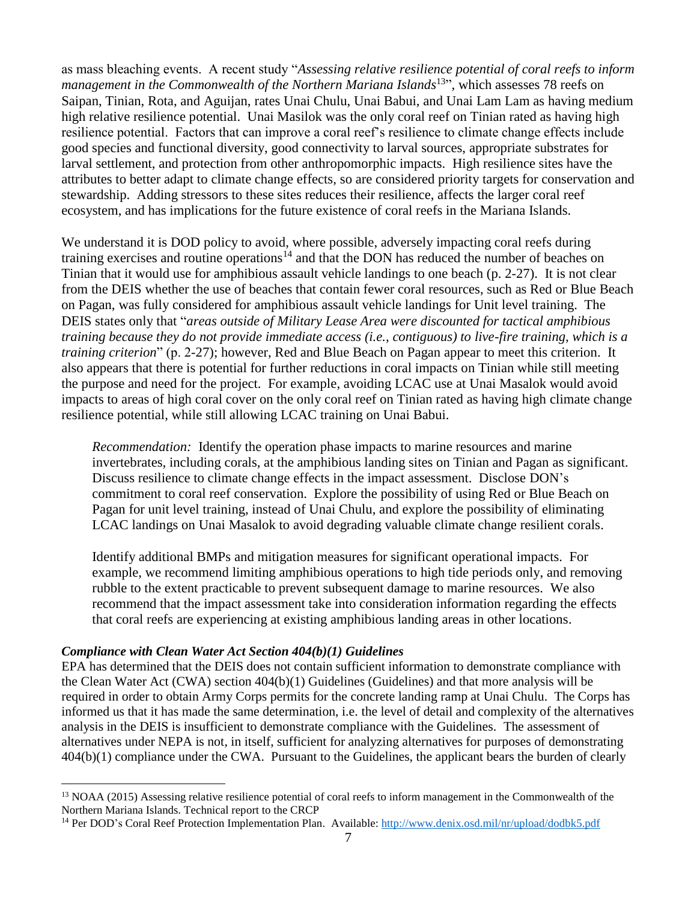as mass bleaching events. A recent study "*Assessing relative resilience potential of coral reefs to inform management in the Commonwealth of the Northern Mariana Islands*[13]", which assesses 78 reefs on Saipan, Tinian, Rota, and Aguijan, rates Unai Chulu, Unai Babui, and Unai Lam Lam as having medium high relative resilience potential. Unai Masilok was the only coral reef on Tinian rated as having high resilience potential. Factors that can improve a coral reef's resilience to climate change effects include good species and functional diversity, good connectivity to larval sources, appropriate substrates for larval settlement, and protection from other anthropomorphic impacts. High resilience sites have the attributes to better adapt to climate change effects, so are considered priority targets for conservation and stewardship. Adding stressors to these sites reduces their resilience, affects the larger coral reef ecosystem, and has implications for the future existence of coral reefs in the Mariana Islands.

We understand it is DOD policy to avoid, where possible, adversely impacting coral reefs during training exercises and routine operations[14] and that the DON has reduced the number of beaches on Tinian that it would use for amphibious assault vehicle landings to one beach (p. 2-27). It is not clear from the DEIS whether the use of beaches that contain fewer coral resources, such as Red or Blue Beach on Pagan, was fully considered for amphibious assault vehicle landings for Unit level training. The DEIS states only that "*areas outside of Military Lease Area were discounted for tactical amphibious training because they do not provide immediate access (i.e., contiguous) to live-fire training, which is a training criterion*" (p. 2-27); however, Red and Blue Beach on Pagan appear to meet this criterion. It also appears that there is potential for further reductions in coral impacts on Tinian while still meeting the purpose and need for the project. For example, avoiding LCAC use at Unai Masalok would avoid impacts to areas of high coral cover on the only coral reef on Tinian rated as having high climate change resilience potential, while still allowing LCAC training on Unai Babui.

> *Recommendation:* Identify the operation phase impacts to marine resources and marine invertebrates, including corals, at the amphibious landing sites on Tinian and Pagan as significant. Discuss resilience to climate change effects in the impact assessment. Disclose DON's commitment to coral reef conservation. Explore the possibility of using Red or Blue Beach on Pagan for unit level training, instead of Unai Chulu, and explore the possibility of eliminating LCAC landings on Unai Masalok to avoid degrading valuable climate change resilient corals.
>
> Identify additional BMPs and mitigation measures for significant operational impacts. For example, we recommend limiting amphibious operations to high tide periods only, and removing rubble to the extent practicable to prevent subsequent damage to marine resources. We also recommend that the impact assessment take into consideration information regarding the effects that coral reefs are experiencing at existing amphibious landing areas in other locations.

***Compliance with Clean Water Act Section 404(b)(1) Guidelines***

EPA has determined that the DEIS does not contain sufficient information to demonstrate compliance with the Clean Water Act (CWA) section 404(b)(1) Guidelines (Guidelines) and that more analysis will be required in order to obtain Army Corps permits for the concrete landing ramp at Unai Chulu. The Corps has informed us that it has made the same determination, i.e. the level of detail and complexity of the alternatives analysis in the DEIS is insufficient to demonstrate compliance with the Guidelines. The assessment of alternatives under NEPA is not, in itself, sufficient for analyzing alternatives for purposes of demonstrating 404(b)(1) compliance under the CWA. Pursuant to the Guidelines, the applicant bears the burden of clearly

---

[13] NOAA (2015) Assessing relative resilience potential of coral reefs to inform management in the Commonwealth of the Northern Mariana Islands. Technical report to the CRCP

[14] Per DOD's Coral Reef Protection Implementation Plan. Available: http://www.denix.osd.mil/nr/upload/dodbk5.pdf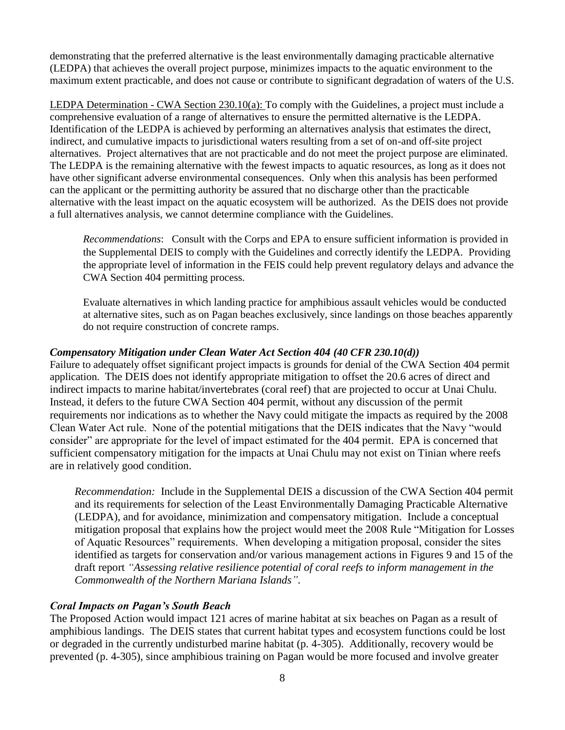demonstrating that the preferred alternative is the least environmentally damaging practicable alternative (LEDPA) that achieves the overall project purpose, minimizes impacts to the aquatic environment to the maximum extent practicable, and does not cause or contribute to significant degradation of waters of the U.S.

LEDPA Determination - CWA Section 230.10(a): To comply with the Guidelines, a project must include a comprehensive evaluation of a range of alternatives to ensure the permitted alternative is the LEDPA. Identification of the LEDPA is achieved by performing an alternatives analysis that estimates the direct, indirect, and cumulative impacts to jurisdictional waters resulting from a set of on-and off-site project alternatives. Project alternatives that are not practicable and do not meet the project purpose are eliminated. The LEDPA is the remaining alternative with the fewest impacts to aquatic resources, as long as it does not have other significant adverse environmental consequences. Only when this analysis has been performed can the applicant or the permitting authority be assured that no discharge other than the practicable alternative with the least impact on the aquatic ecosystem will be authorized. As the DEIS does not provide a full alternatives analysis, we cannot determine compliance with the Guidelines.

> *Recommendations*: Consult with the Corps and EPA to ensure sufficient information is provided in the Supplemental DEIS to comply with the Guidelines and correctly identify the LEDPA. Providing the appropriate level of information in the FEIS could help prevent regulatory delays and advance the CWA Section 404 permitting process.
>
> Evaluate alternatives in which landing practice for amphibious assault vehicles would be conducted at alternative sites, such as on Pagan beaches exclusively, since landings on those beaches apparently do not require construction of concrete ramps.

### *Compensatory Mitigation under Clean Water Act Section 404 (40 CFR 230.10(d))*

Failure to adequately offset significant project impacts is grounds for denial of the CWA Section 404 permit application. The DEIS does not identify appropriate mitigation to offset the 20.6 acres of direct and indirect impacts to marine habitat/invertebrates (coral reef) that are projected to occur at Unai Chulu. Instead, it defers to the future CWA Section 404 permit, without any discussion of the permit requirements nor indications as to whether the Navy could mitigate the impacts as required by the 2008 Clean Water Act rule. None of the potential mitigations that the DEIS indicates that the Navy "would consider" are appropriate for the level of impact estimated for the 404 permit. EPA is concerned that sufficient compensatory mitigation for the impacts at Unai Chulu may not exist on Tinian where reefs are in relatively good condition.

> *Recommendation:* Include in the Supplemental DEIS a discussion of the CWA Section 404 permit and its requirements for selection of the Least Environmentally Damaging Practicable Alternative (LEDPA), and for avoidance, minimization and compensatory mitigation. Include a conceptual mitigation proposal that explains how the project would meet the 2008 Rule "Mitigation for Losses of Aquatic Resources" requirements. When developing a mitigation proposal, consider the sites identified as targets for conservation and/or various management actions in Figures 9 and 15 of the draft report *"Assessing relative resilience potential of coral reefs to inform management in the Commonwealth of the Northern Mariana Islands"*.

### *Coral Impacts on Pagan's South Beach*

The Proposed Action would impact 121 acres of marine habitat at six beaches on Pagan as a result of amphibious landings. The DEIS states that current habitat types and ecosystem functions could be lost or degraded in the currently undisturbed marine habitat (p. 4-305). Additionally, recovery would be prevented (p. 4-305), since amphibious training on Pagan would be more focused and involve greater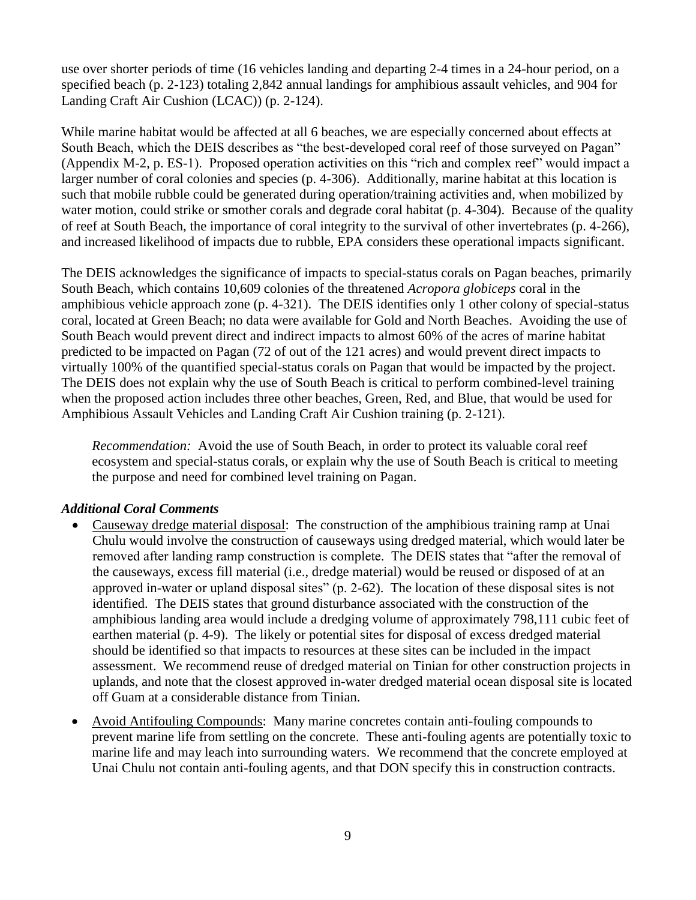use over shorter periods of time (16 vehicles landing and departing 2-4 times in a 24-hour period, on a specified beach (p. 2-123) totaling 2,842 annual landings for amphibious assault vehicles, and 904 for Landing Craft Air Cushion (LCAC)) (p. 2-124).

While marine habitat would be affected at all 6 beaches, we are especially concerned about effects at South Beach, which the DEIS describes as "the best-developed coral reef of those surveyed on Pagan" (Appendix M-2, p. ES-1). Proposed operation activities on this "rich and complex reef" would impact a larger number of coral colonies and species (p. 4-306). Additionally, marine habitat at this location is such that mobile rubble could be generated during operation/training activities and, when mobilized by water motion, could strike or smother corals and degrade coral habitat (p. 4-304). Because of the quality of reef at South Beach, the importance of coral integrity to the survival of other invertebrates (p. 4-266), and increased likelihood of impacts due to rubble, EPA considers these operational impacts significant.

The DEIS acknowledges the significance of impacts to special-status corals on Pagan beaches, primarily South Beach, which contains 10,609 colonies of the threatened *Acropora globiceps* coral in the amphibious vehicle approach zone (p. 4-321). The DEIS identifies only 1 other colony of special-status coral, located at Green Beach; no data were available for Gold and North Beaches. Avoiding the use of South Beach would prevent direct and indirect impacts to almost 60% of the acres of marine habitat predicted to be impacted on Pagan (72 of out of the 121 acres) and would prevent direct impacts to virtually 100% of the quantified special-status corals on Pagan that would be impacted by the project. The DEIS does not explain why the use of South Beach is critical to perform combined-level training when the proposed action includes three other beaches, Green, Red, and Blue, that would be used for Amphibious Assault Vehicles and Landing Craft Air Cushion training (p. 2-121).

> *Recommendation:* Avoid the use of South Beach, in order to protect its valuable coral reef ecosystem and special-status corals, or explain why the use of South Beach is critical to meeting the purpose and need for combined level training on Pagan.

### *Additional Coral Comments*

- Causeway dredge material disposal: The construction of the amphibious training ramp at Unai Chulu would involve the construction of causeways using dredged material, which would later be removed after landing ramp construction is complete. The DEIS states that "after the removal of the causeways, excess fill material (i.e., dredge material) would be reused or disposed of at an approved in-water or upland disposal sites" (p. 2-62). The location of these disposal sites is not identified. The DEIS states that ground disturbance associated with the construction of the amphibious landing area would include a dredging volume of approximately 798,111 cubic feet of earthen material (p. 4-9). The likely or potential sites for disposal of excess dredged material should be identified so that impacts to resources at these sites can be included in the impact assessment. We recommend reuse of dredged material on Tinian for other construction projects in uplands, and note that the closest approved in-water dredged material ocean disposal site is located off Guam at a considerable distance from Tinian.
- Avoid Antifouling Compounds: Many marine concretes contain anti-fouling compounds to prevent marine life from settling on the concrete. These anti-fouling agents are potentially toxic to marine life and may leach into surrounding waters. We recommend that the concrete employed at Unai Chulu not contain anti-fouling agents, and that DON specify this in construction contracts.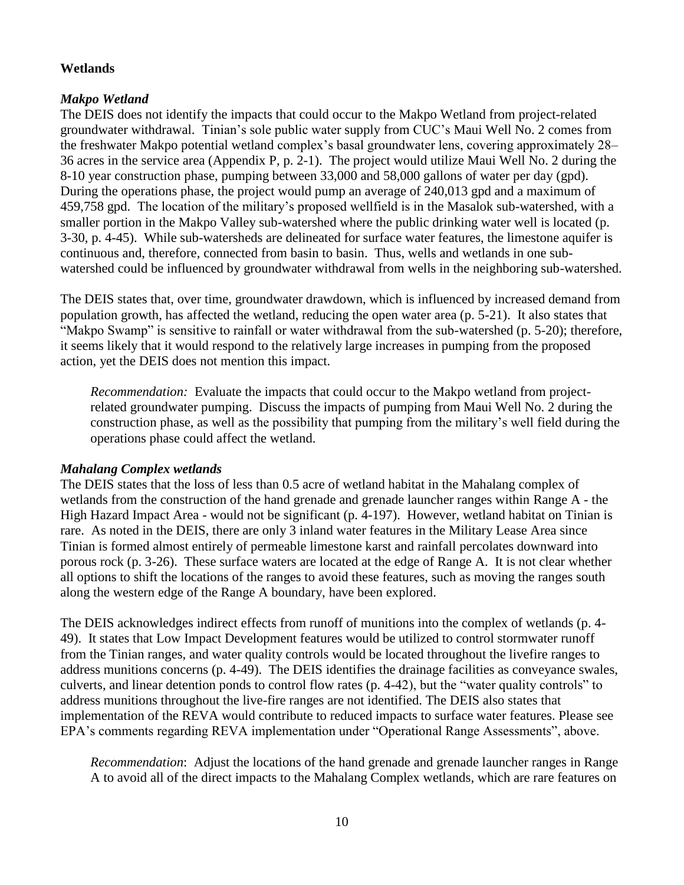## Wetlands

### *Makpo Wetland*

The DEIS does not identify the impacts that could occur to the Makpo Wetland from project-related groundwater withdrawal. Tinian's sole public water supply from CUC's Maui Well No. 2 comes from the freshwater Makpo potential wetland complex's basal groundwater lens, covering approximately 28–36 acres in the service area (Appendix P, p. 2-1). The project would utilize Maui Well No. 2 during the 8-10 year construction phase, pumping between 33,000 and 58,000 gallons of water per day (gpd). During the operations phase, the project would pump an average of 240,013 gpd and a maximum of 459,758 gpd. The location of the military's proposed wellfield is in the Masalok sub-watershed, with a smaller portion in the Makpo Valley sub-watershed where the public drinking water well is located (p. 3-30, p. 4-45). While sub-watersheds are delineated for surface water features, the limestone aquifer is continuous and, therefore, connected from basin to basin. Thus, wells and wetlands in one sub-watershed could be influenced by groundwater withdrawal from wells in the neighboring sub-watershed.

The DEIS states that, over time, groundwater drawdown, which is influenced by increased demand from population growth, has affected the wetland, reducing the open water area (p. 5-21). It also states that "Makpo Swamp" is sensitive to rainfall or water withdrawal from the sub-watershed (p. 5-20); therefore, it seems likely that it would respond to the relatively large increases in pumping from the proposed action, yet the DEIS does not mention this impact.

> *Recommendation:* Evaluate the impacts that could occur to the Makpo wetland from project-related groundwater pumping. Discuss the impacts of pumping from Maui Well No. 2 during the construction phase, as well as the possibility that pumping from the military's well field during the operations phase could affect the wetland.

### *Mahalang Complex wetlands*

The DEIS states that the loss of less than 0.5 acre of wetland habitat in the Mahalang complex of wetlands from the construction of the hand grenade and grenade launcher ranges within Range A - the High Hazard Impact Area - would not be significant (p. 4-197). However, wetland habitat on Tinian is rare. As noted in the DEIS, there are only 3 inland water features in the Military Lease Area since Tinian is formed almost entirely of permeable limestone karst and rainfall percolates downward into porous rock (p. 3-26). These surface waters are located at the edge of Range A. It is not clear whether all options to shift the locations of the ranges to avoid these features, such as moving the ranges south along the western edge of the Range A boundary, have been explored.

The DEIS acknowledges indirect effects from runoff of munitions into the complex of wetlands (p. 4-49). It states that Low Impact Development features would be utilized to control stormwater runoff from the Tinian ranges, and water quality controls would be located throughout the livefire ranges to address munitions concerns (p. 4-49). The DEIS identifies the drainage facilities as conveyance swales, culverts, and linear detention ponds to control flow rates (p. 4-42), but the "water quality controls" to address munitions throughout the live-fire ranges are not identified. The DEIS also states that implementation of the REVA would contribute to reduced impacts to surface water features. Please see EPA's comments regarding REVA implementation under "Operational Range Assessments", above.

> *Recommendation*: Adjust the locations of the hand grenade and grenade launcher ranges in Range A to avoid all of the direct impacts to the Mahalang Complex wetlands, which are rare features on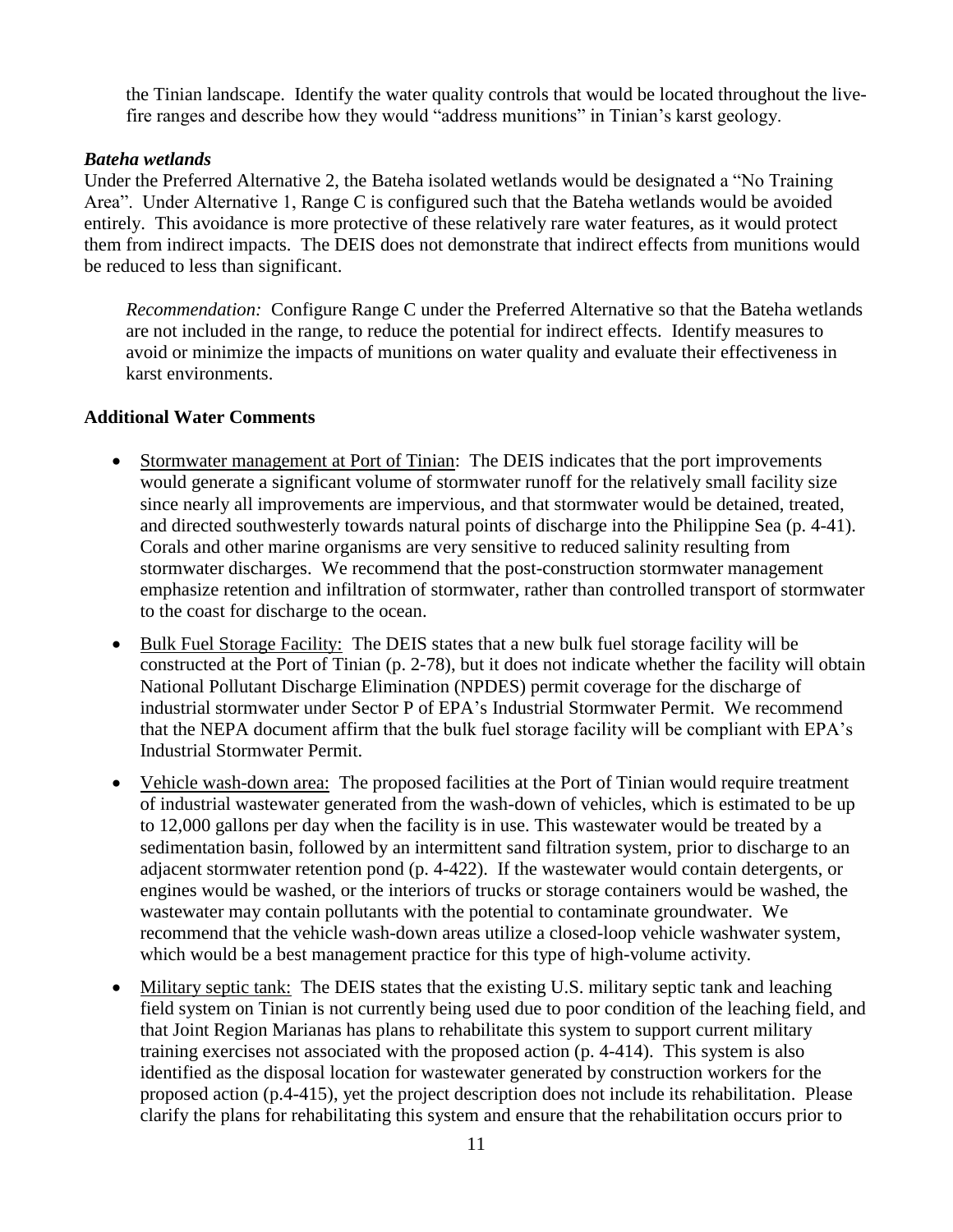the Tinian landscape. Identify the water quality controls that would be located throughout the live-fire ranges and describe how they would "address munitions" in Tinian's karst geology.

### *Bateha wetlands*

Under the Preferred Alternative 2, the Bateha isolated wetlands would be designated a "No Training Area". Under Alternative 1, Range C is configured such that the Bateha wetlands would be avoided entirely. This avoidance is more protective of these relatively rare water features, as it would protect them from indirect impacts. The DEIS does not demonstrate that indirect effects from munitions would be reduced to less than significant.

*Recommendation:* Configure Range C under the Preferred Alternative so that the Bateha wetlands are not included in the range, to reduce the potential for indirect effects. Identify measures to avoid or minimize the impacts of munitions on water quality and evaluate their effectiveness in karst environments.

### **Additional Water Comments**

- Stormwater management at Port of Tinian: The DEIS indicates that the port improvements would generate a significant volume of stormwater runoff for the relatively small facility size since nearly all improvements are impervious, and that stormwater would be detained, treated, and directed southwesterly towards natural points of discharge into the Philippine Sea (p. 4-41). Corals and other marine organisms are very sensitive to reduced salinity resulting from stormwater discharges. We recommend that the post-construction stormwater management emphasize retention and infiltration of stormwater, rather than controlled transport of stormwater to the coast for discharge to the ocean.
- Bulk Fuel Storage Facility: The DEIS states that a new bulk fuel storage facility will be constructed at the Port of Tinian (p. 2-78), but it does not indicate whether the facility will obtain National Pollutant Discharge Elimination (NPDES) permit coverage for the discharge of industrial stormwater under Sector P of EPA's Industrial Stormwater Permit. We recommend that the NEPA document affirm that the bulk fuel storage facility will be compliant with EPA's Industrial Stormwater Permit.
- Vehicle wash-down area: The proposed facilities at the Port of Tinian would require treatment of industrial wastewater generated from the wash-down of vehicles, which is estimated to be up to 12,000 gallons per day when the facility is in use. This wastewater would be treated by a sedimentation basin, followed by an intermittent sand filtration system, prior to discharge to an adjacent stormwater retention pond (p. 4-422). If the wastewater would contain detergents, or engines would be washed, or the interiors of trucks or storage containers would be washed, the wastewater may contain pollutants with the potential to contaminate groundwater. We recommend that the vehicle wash-down areas utilize a closed-loop vehicle washwater system, which would be a best management practice for this type of high-volume activity.
- Military septic tank: The DEIS states that the existing U.S. military septic tank and leaching field system on Tinian is not currently being used due to poor condition of the leaching field, and that Joint Region Marianas has plans to rehabilitate this system to support current military training exercises not associated with the proposed action (p. 4-414). This system is also identified as the disposal location for wastewater generated by construction workers for the proposed action (p.4-415), yet the project description does not include its rehabilitation. Please clarify the plans for rehabilitating this system and ensure that the rehabilitation occurs prior to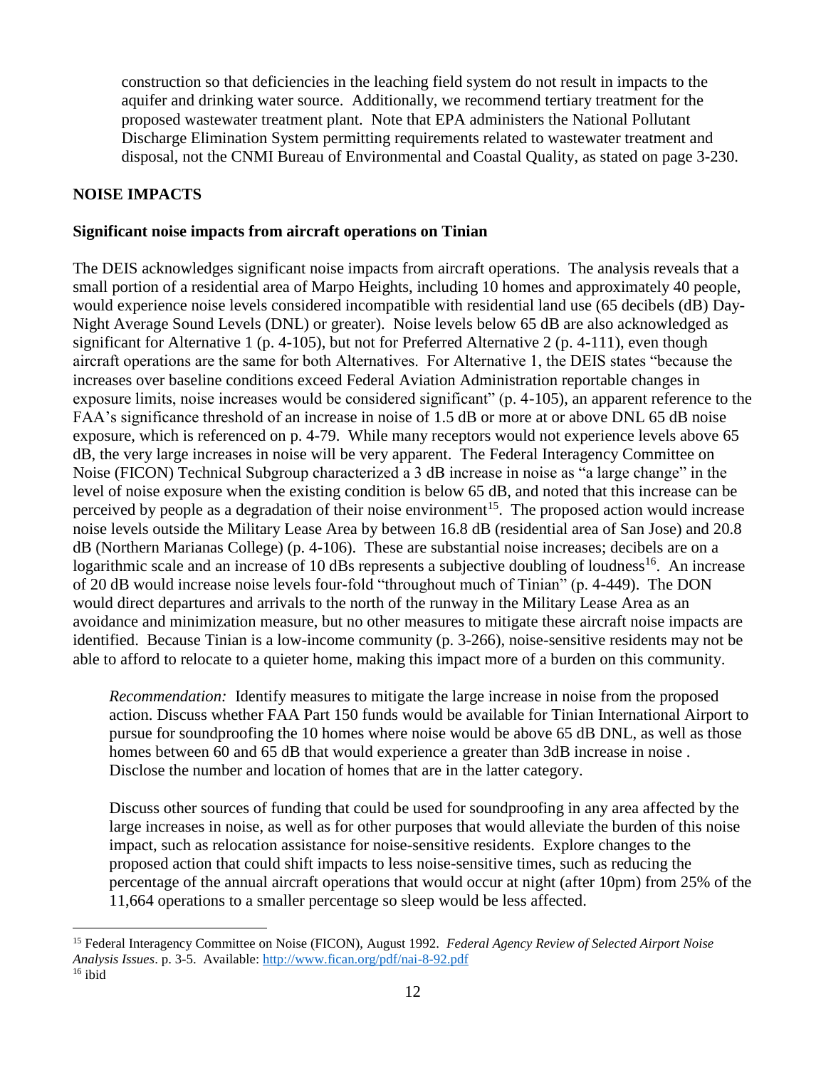construction so that deficiencies in the leaching field system do not result in impacts to the aquifer and drinking water source. Additionally, we recommend tertiary treatment for the proposed wastewater treatment plant. Note that EPA administers the National Pollutant Discharge Elimination System permitting requirements related to wastewater treatment and disposal, not the CNMI Bureau of Environmental and Coastal Quality, as stated on page 3-230.

## NOISE IMPACTS

### Significant noise impacts from aircraft operations on Tinian

The DEIS acknowledges significant noise impacts from aircraft operations. The analysis reveals that a small portion of a residential area of Marpo Heights, including 10 homes and approximately 40 people, would experience noise levels considered incompatible with residential land use (65 decibels (dB) Day-Night Average Sound Levels (DNL) or greater). Noise levels below 65 dB are also acknowledged as significant for Alternative 1 (p. 4-105), but not for Preferred Alternative 2 (p. 4-111), even though aircraft operations are the same for both Alternatives. For Alternative 1, the DEIS states "because the increases over baseline conditions exceed Federal Aviation Administration reportable changes in exposure limits, noise increases would be considered significant" (p. 4-105), an apparent reference to the FAA's significance threshold of an increase in noise of 1.5 dB or more at or above DNL 65 dB noise exposure, which is referenced on p. 4-79. While many receptors would not experience levels above 65 dB, the very large increases in noise will be very apparent. The Federal Interagency Committee on Noise (FICON) Technical Subgroup characterized a 3 dB increase in noise as "a large change" in the level of noise exposure when the existing condition is below 65 dB, and noted that this increase can be perceived by people as a degradation of their noise environment[15]. The proposed action would increase noise levels outside the Military Lease Area by between 16.8 dB (residential area of San Jose) and 20.8 dB (Northern Marianas College) (p. 4-106). These are substantial noise increases; decibels are on a logarithmic scale and an increase of 10 dBs represents a subjective doubling of loudness[16]. An increase of 20 dB would increase noise levels four-fold "throughout much of Tinian" (p. 4-449). The DON would direct departures and arrivals to the north of the runway in the Military Lease Area as an avoidance and minimization measure, but no other measures to mitigate these aircraft noise impacts are identified. Because Tinian is a low-income community (p. 3-266), noise-sensitive residents may not be able to afford to relocate to a quieter home, making this impact more of a burden on this community.

> *Recommendation:* Identify measures to mitigate the large increase in noise from the proposed action. Discuss whether FAA Part 150 funds would be available for Tinian International Airport to pursue for soundproofing the 10 homes where noise would be above 65 dB DNL, as well as those homes between 60 and 65 dB that would experience a greater than 3dB increase in noise . Disclose the number and location of homes that are in the latter category.
>
> Discuss other sources of funding that could be used for soundproofing in any area affected by the large increases in noise, as well as for other purposes that would alleviate the burden of this noise impact, such as relocation assistance for noise-sensitive residents. Explore changes to the proposed action that could shift impacts to less noise-sensitive times, such as reducing the percentage of the annual aircraft operations that would occur at night (after 10pm) from 25% of the 11,664 operations to a smaller percentage so sleep would be less affected.

---

[15] Federal Interagency Committee on Noise (FICON), August 1992. *Federal Agency Review of Selected Airport Noise Analysis Issues*. p. 3-5. Available: http://www.fican.org/pdf/nai-8-92.pdf

[16] ibid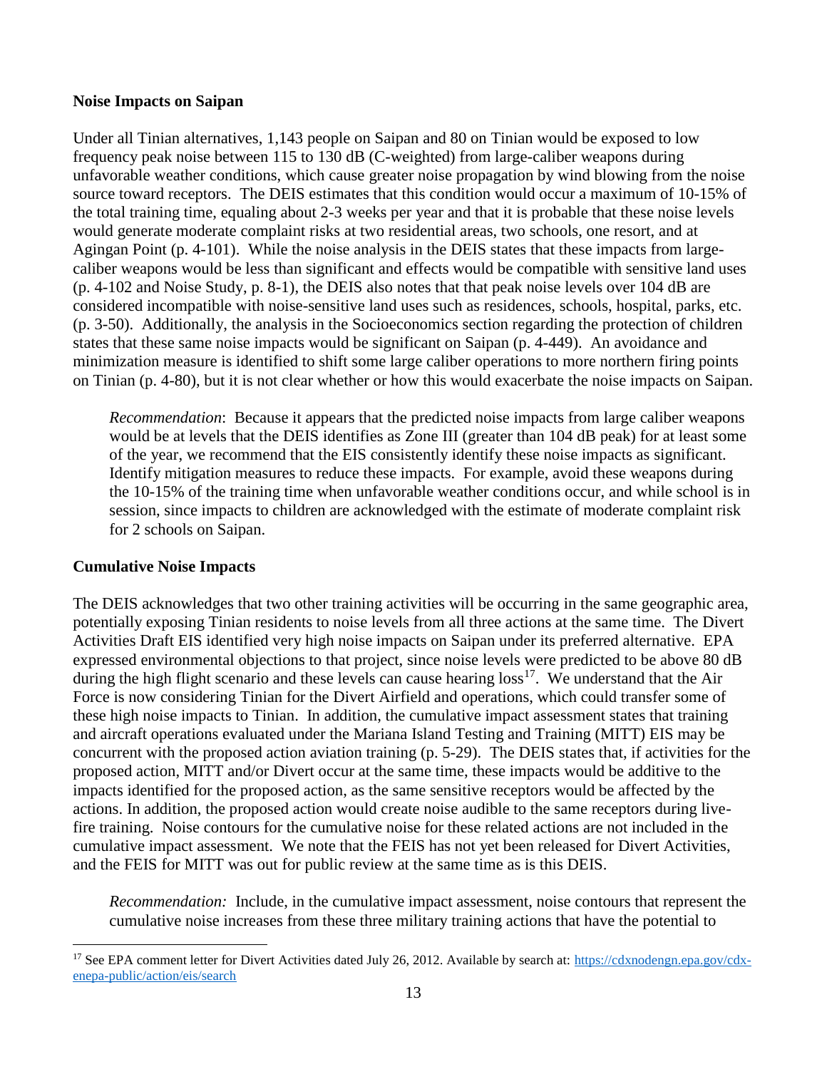**Noise Impacts on Saipan**

Under all Tinian alternatives, 1,143 people on Saipan and 80 on Tinian would be exposed to low frequency peak noise between 115 to 130 dB (C-weighted) from large-caliber weapons during unfavorable weather conditions, which cause greater noise propagation by wind blowing from the noise source toward receptors. The DEIS estimates that this condition would occur a maximum of 10-15% of the total training time, equaling about 2-3 weeks per year and that it is probable that these noise levels would generate moderate complaint risks at two residential areas, two schools, one resort, and at Agingan Point (p. 4-101). While the noise analysis in the DEIS states that these impacts from large-caliber weapons would be less than significant and effects would be compatible with sensitive land uses (p. 4-102 and Noise Study, p. 8-1), the DEIS also notes that that peak noise levels over 104 dB are considered incompatible with noise-sensitive land uses such as residences, schools, hospital, parks, etc. (p. 3-50). Additionally, the analysis in the Socioeconomics section regarding the protection of children states that these same noise impacts would be significant on Saipan (p. 4-449). An avoidance and minimization measure is identified to shift some large caliber operations to more northern firing points on Tinian (p. 4-80), but it is not clear whether or how this would exacerbate the noise impacts on Saipan.

> *Recommendation*: Because it appears that the predicted noise impacts from large caliber weapons would be at levels that the DEIS identifies as Zone III (greater than 104 dB peak) for at least some of the year, we recommend that the EIS consistently identify these noise impacts as significant. Identify mitigation measures to reduce these impacts. For example, avoid these weapons during the 10-15% of the training time when unfavorable weather conditions occur, and while school is in session, since impacts to children are acknowledged with the estimate of moderate complaint risk for 2 schools on Saipan.

**Cumulative Noise Impacts**

The DEIS acknowledges that two other training activities will be occurring in the same geographic area, potentially exposing Tinian residents to noise levels from all three actions at the same time. The Divert Activities Draft EIS identified very high noise impacts on Saipan under its preferred alternative. EPA expressed environmental objections to that project, since noise levels were predicted to be above 80 dB during the high flight scenario and these levels can cause hearing loss[17]. We understand that the Air Force is now considering Tinian for the Divert Airfield and operations, which could transfer some of these high noise impacts to Tinian. In addition, the cumulative impact assessment states that training and aircraft operations evaluated under the Mariana Island Testing and Training (MITT) EIS may be concurrent with the proposed action aviation training (p. 5-29). The DEIS states that, if activities for the proposed action, MITT and/or Divert occur at the same time, these impacts would be additive to the impacts identified for the proposed action, as the same sensitive receptors would be affected by the actions. In addition, the proposed action would create noise audible to the same receptors during live-fire training. Noise contours for the cumulative noise for these related actions are not included in the cumulative impact assessment. We note that the FEIS has not yet been released for Divert Activities, and the FEIS for MITT was out for public review at the same time as is this DEIS.

> *Recommendation:* Include, in the cumulative impact assessment, noise contours that represent the cumulative noise increases from these three military training actions that have the potential to

[17] See EPA comment letter for Divert Activities dated July 26, 2012. Available by search at: https://cdxnodengn.epa.gov/cdx-enepa-public/action/eis/search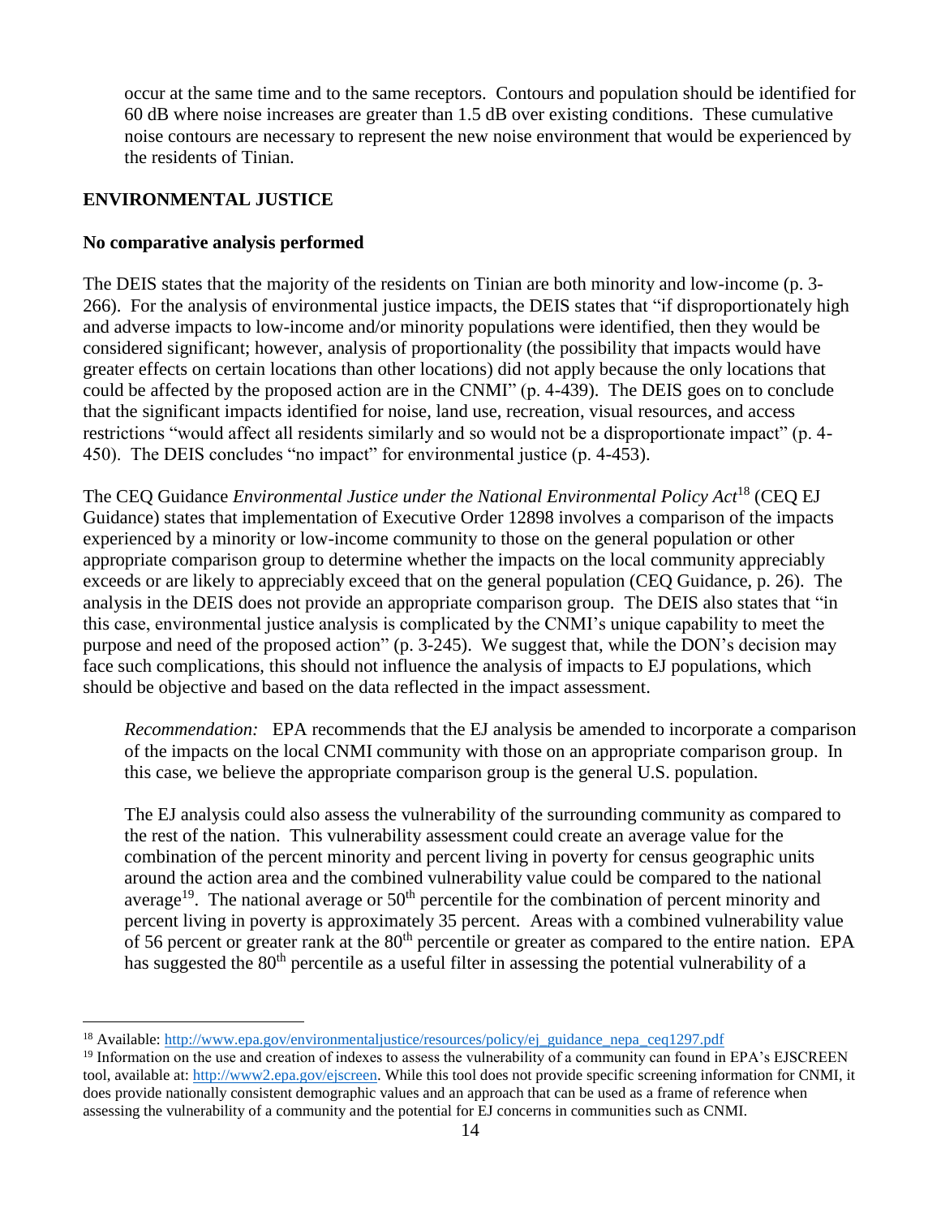occur at the same time and to the same receptors. Contours and population should be identified for 60 dB where noise increases are greater than 1.5 dB over existing conditions. These cumulative noise contours are necessary to represent the new noise environment that would be experienced by the residents of Tinian.

## ENVIRONMENTAL JUSTICE

### No comparative analysis performed

The DEIS states that the majority of the residents on Tinian are both minority and low-income (p. 3-266). For the analysis of environmental justice impacts, the DEIS states that "if disproportionately high and adverse impacts to low-income and/or minority populations were identified, then they would be considered significant; however, analysis of proportionality (the possibility that impacts would have greater effects on certain locations than other locations) did not apply because the only locations that could be affected by the proposed action are in the CNMI" (p. 4-439). The DEIS goes on to conclude that the significant impacts identified for noise, land use, recreation, visual resources, and access restrictions "would affect all residents similarly and so would not be a disproportionate impact" (p. 4-450). The DEIS concludes "no impact" for environmental justice (p. 4-453).

The CEQ Guidance *Environmental Justice under the National Environmental Policy Act*[18] (CEQ EJ Guidance) states that implementation of Executive Order 12898 involves a comparison of the impacts experienced by a minority or low-income community to those on the general population or other appropriate comparison group to determine whether the impacts on the local community appreciably exceeds or are likely to appreciably exceed that on the general population (CEQ Guidance, p. 26). The analysis in the DEIS does not provide an appropriate comparison group. The DEIS also states that "in this case, environmental justice analysis is complicated by the CNMI's unique capability to meet the purpose and need of the proposed action" (p. 3-245). We suggest that, while the DON's decision may face such complications, this should not influence the analysis of impacts to EJ populations, which should be objective and based on the data reflected in the impact assessment.

> *Recommendation:* EPA recommends that the EJ analysis be amended to incorporate a comparison of the impacts on the local CNMI community with those on an appropriate comparison group. In this case, we believe the appropriate comparison group is the general U.S. population.
>
> The EJ analysis could also assess the vulnerability of the surrounding community as compared to the rest of the nation. This vulnerability assessment could create an average value for the combination of the percent minority and percent living in poverty for census geographic units around the action area and the combined vulnerability value could be compared to the national average[19]. The national average or 50th percentile for the combination of percent minority and percent living in poverty is approximately 35 percent. Areas with a combined vulnerability value of 56 percent or greater rank at the 80th percentile or greater as compared to the entire nation. EPA has suggested the 80th percentile as a useful filter in assessing the potential vulnerability of a

---

[18] Available: http://www.epa.gov/environmentaljustice/resources/policy/ej_guidance_nepa_ceq1297.pdf

[19] Information on the use and creation of indexes to assess the vulnerability of a community can found in EPA's EJSCREEN tool, available at: http://www2.epa.gov/ejscreen. While this tool does not provide specific screening information for CNMI, it does provide nationally consistent demographic values and an approach that can be used as a frame of reference when assessing the vulnerability of a community and the potential for EJ concerns in communities such as CNMI.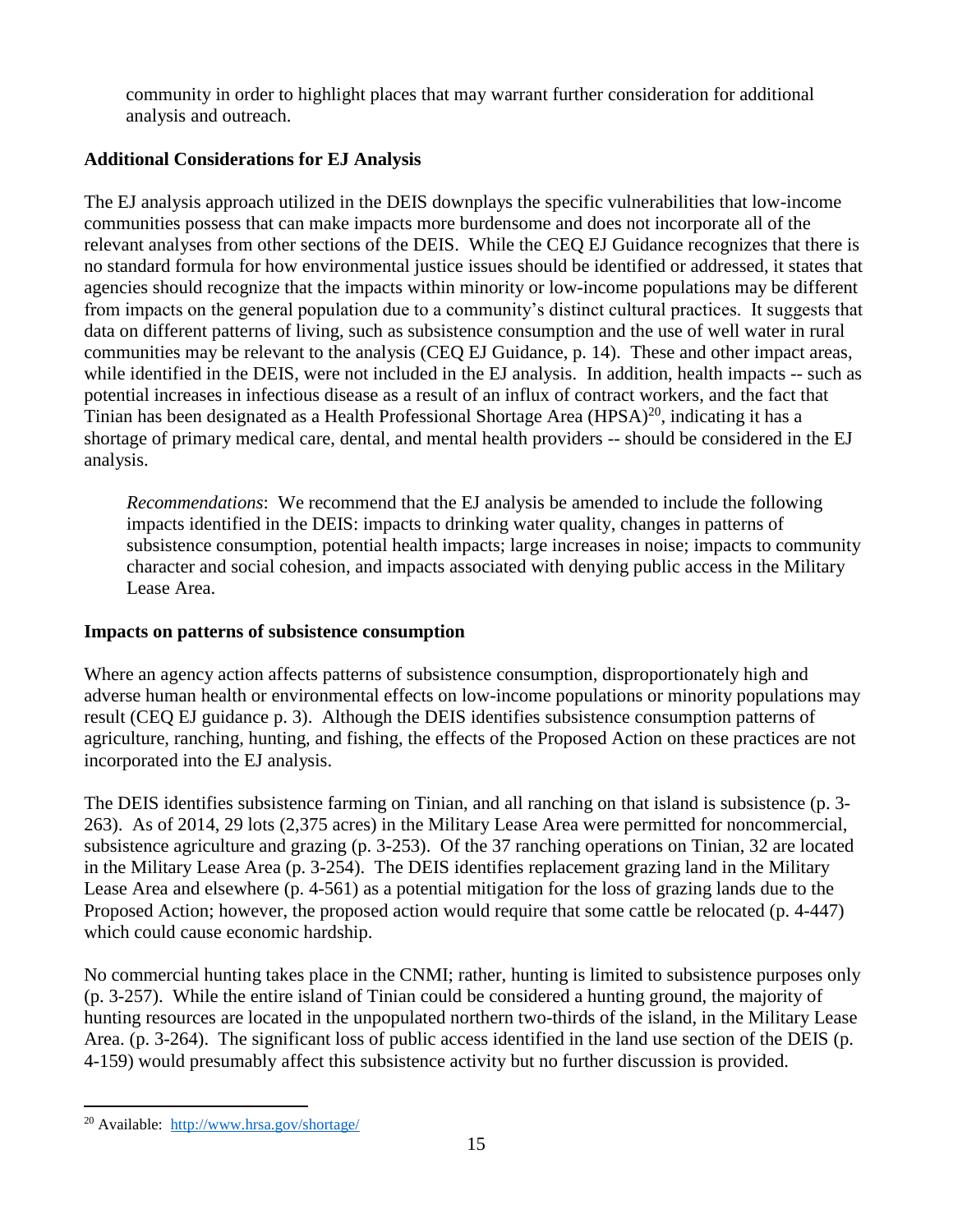community in order to highlight places that may warrant further consideration for additional analysis and outreach.

**Additional Considerations for EJ Analysis**

The EJ analysis approach utilized in the DEIS downplays the specific vulnerabilities that low-income communities possess that can make impacts more burdensome and does not incorporate all of the relevant analyses from other sections of the DEIS. While the CEQ EJ Guidance recognizes that there is no standard formula for how environmental justice issues should be identified or addressed, it states that agencies should recognize that the impacts within minority or low-income populations may be different from impacts on the general population due to a community's distinct cultural practices. It suggests that data on different patterns of living, such as subsistence consumption and the use of well water in rural communities may be relevant to the analysis (CEQ EJ Guidance, p. 14). These and other impact areas, while identified in the DEIS, were not included in the EJ analysis. In addition, health impacts -- such as potential increases in infectious disease as a result of an influx of contract workers, and the fact that Tinian has been designated as a Health Professional Shortage Area (HPSA)[20], indicating it has a shortage of primary medical care, dental, and mental health providers -- should be considered in the EJ analysis.

> *Recommendations*: We recommend that the EJ analysis be amended to include the following impacts identified in the DEIS: impacts to drinking water quality, changes in patterns of subsistence consumption, potential health impacts; large increases in noise; impacts to community character and social cohesion, and impacts associated with denying public access in the Military Lease Area.

**Impacts on patterns of subsistence consumption**

Where an agency action affects patterns of subsistence consumption, disproportionately high and adverse human health or environmental effects on low-income populations or minority populations may result (CEQ EJ guidance p. 3). Although the DEIS identifies subsistence consumption patterns of agriculture, ranching, hunting, and fishing, the effects of the Proposed Action on these practices are not incorporated into the EJ analysis.

The DEIS identifies subsistence farming on Tinian, and all ranching on that island is subsistence (p. 3-263). As of 2014, 29 lots (2,375 acres) in the Military Lease Area were permitted for noncommercial, subsistence agriculture and grazing (p. 3-253). Of the 37 ranching operations on Tinian, 32 are located in the Military Lease Area (p. 3-254). The DEIS identifies replacement grazing land in the Military Lease Area and elsewhere (p. 4-561) as a potential mitigation for the loss of grazing lands due to the Proposed Action; however, the proposed action would require that some cattle be relocated (p. 4-447) which could cause economic hardship.

No commercial hunting takes place in the CNMI; rather, hunting is limited to subsistence purposes only (p. 3-257). While the entire island of Tinian could be considered a hunting ground, the majority of hunting resources are located in the unpopulated northern two-thirds of the island, in the Military Lease Area. (p. 3-264). The significant loss of public access identified in the land use section of the DEIS (p. 4-159) would presumably affect this subsistence activity but no further discussion is provided.

---

[20] Available: http://www.hrsa.gov/shortage/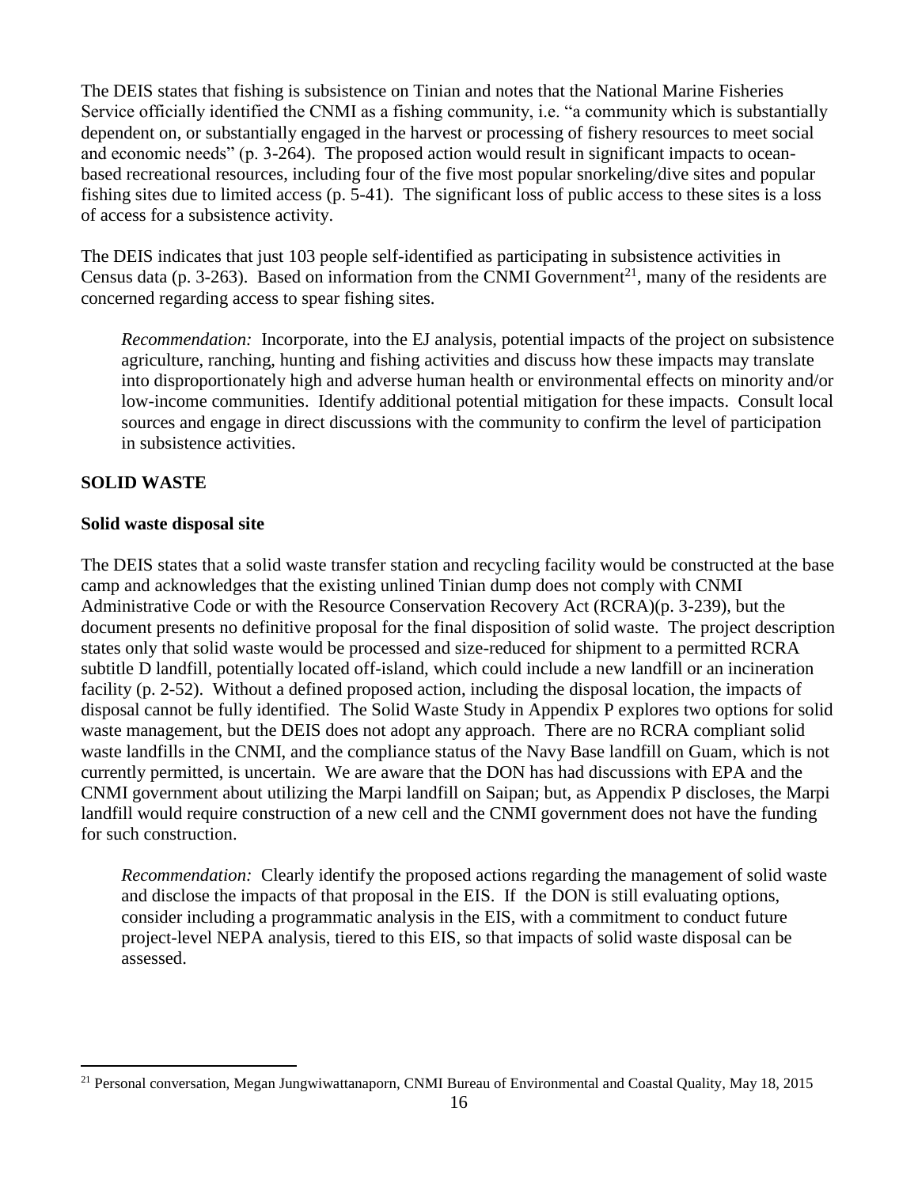The DEIS states that fishing is subsistence on Tinian and notes that the National Marine Fisheries Service officially identified the CNMI as a fishing community, i.e. "a community which is substantially dependent on, or substantially engaged in the harvest or processing of fishery resources to meet social and economic needs" (p. 3-264). The proposed action would result in significant impacts to ocean-based recreational resources, including four of the five most popular snorkeling/dive sites and popular fishing sites due to limited access (p. 5-41). The significant loss of public access to these sites is a loss of access for a subsistence activity.

The DEIS indicates that just 103 people self-identified as participating in subsistence activities in Census data (p. 3-263). Based on information from the CNMI Government[21], many of the residents are concerned regarding access to spear fishing sites.

> *Recommendation:* Incorporate, into the EJ analysis, potential impacts of the project on subsistence agriculture, ranching, hunting and fishing activities and discuss how these impacts may translate into disproportionately high and adverse human health or environmental effects on minority and/or low-income communities. Identify additional potential mitigation for these impacts. Consult local sources and engage in direct discussions with the community to confirm the level of participation in subsistence activities.

## SOLID WASTE

### Solid waste disposal site

The DEIS states that a solid waste transfer station and recycling facility would be constructed at the base camp and acknowledges that the existing unlined Tinian dump does not comply with CNMI Administrative Code or with the Resource Conservation Recovery Act (RCRA)(p. 3-239), but the document presents no definitive proposal for the final disposition of solid waste. The project description states only that solid waste would be processed and size-reduced for shipment to a permitted RCRA subtitle D landfill, potentially located off-island, which could include a new landfill or an incineration facility (p. 2-52). Without a defined proposed action, including the disposal location, the impacts of disposal cannot be fully identified. The Solid Waste Study in Appendix P explores two options for solid waste management, but the DEIS does not adopt any approach. There are no RCRA compliant solid waste landfills in the CNMI, and the compliance status of the Navy Base landfill on Guam, which is not currently permitted, is uncertain. We are aware that the DON has had discussions with EPA and the CNMI government about utilizing the Marpi landfill on Saipan; but, as Appendix P discloses, the Marpi landfill would require construction of a new cell and the CNMI government does not have the funding for such construction.

> *Recommendation:* Clearly identify the proposed actions regarding the management of solid waste and disclose the impacts of that proposal in the EIS. If the DON is still evaluating options, consider including a programmatic analysis in the EIS, with a commitment to conduct future project-level NEPA analysis, tiered to this EIS, so that impacts of solid waste disposal can be assessed.

---

[21] Personal conversation, Megan Jungwiwattanaporn, CNMI Bureau of Environmental and Coastal Quality, May 18, 2015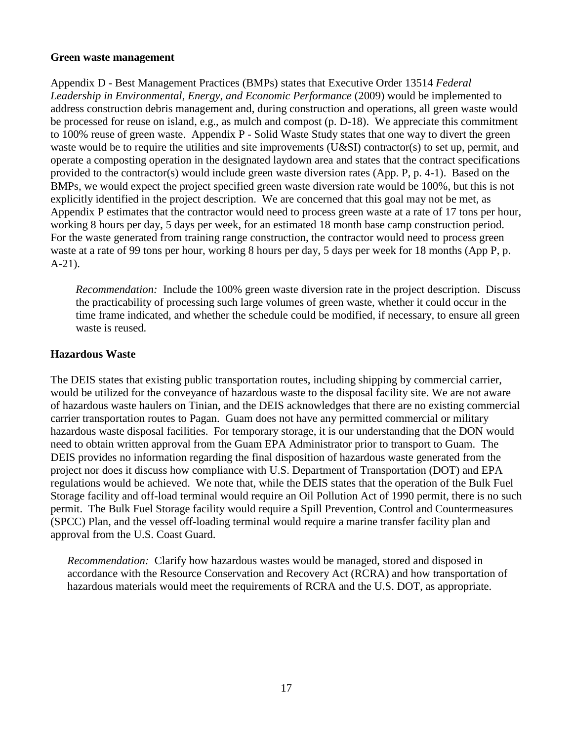**Green waste management**

Appendix D - Best Management Practices (BMPs) states that Executive Order 13514 *Federal Leadership in Environmental, Energy, and Economic Performance* (2009) would be implemented to address construction debris management and, during construction and operations, all green waste would be processed for reuse on island, e.g., as mulch and compost (p. D-18). We appreciate this commitment to 100% reuse of green waste. Appendix P - Solid Waste Study states that one way to divert the green waste would be to require the utilities and site improvements (U&SI) contractor(s) to set up, permit, and operate a composting operation in the designated laydown area and states that the contract specifications provided to the contractor(s) would include green waste diversion rates (App. P, p. 4-1). Based on the BMPs, we would expect the project specified green waste diversion rate would be 100%, but this is not explicitly identified in the project description. We are concerned that this goal may not be met, as Appendix P estimates that the contractor would need to process green waste at a rate of 17 tons per hour, working 8 hours per day, 5 days per week, for an estimated 18 month base camp construction period. For the waste generated from training range construction, the contractor would need to process green waste at a rate of 99 tons per hour, working 8 hours per day, 5 days per week for 18 months (App P, p. A-21).

> *Recommendation:* Include the 100% green waste diversion rate in the project description. Discuss the practicability of processing such large volumes of green waste, whether it could occur in the time frame indicated, and whether the schedule could be modified, if necessary, to ensure all green waste is reused.

**Hazardous Waste**

The DEIS states that existing public transportation routes, including shipping by commercial carrier, would be utilized for the conveyance of hazardous waste to the disposal facility site. We are not aware of hazardous waste haulers on Tinian, and the DEIS acknowledges that there are no existing commercial carrier transportation routes to Pagan. Guam does not have any permitted commercial or military hazardous waste disposal facilities. For temporary storage, it is our understanding that the DON would need to obtain written approval from the Guam EPA Administrator prior to transport to Guam. The DEIS provides no information regarding the final disposition of hazardous waste generated from the project nor does it discuss how compliance with U.S. Department of Transportation (DOT) and EPA regulations would be achieved. We note that, while the DEIS states that the operation of the Bulk Fuel Storage facility and off-load terminal would require an Oil Pollution Act of 1990 permit, there is no such permit. The Bulk Fuel Storage facility would require a Spill Prevention, Control and Countermeasures (SPCC) Plan, and the vessel off-loading terminal would require a marine transfer facility plan and approval from the U.S. Coast Guard.

> *Recommendation:* Clarify how hazardous wastes would be managed, stored and disposed in accordance with the Resource Conservation and Recovery Act (RCRA) and how transportation of hazardous materials would meet the requirements of RCRA and the U.S. DOT, as appropriate.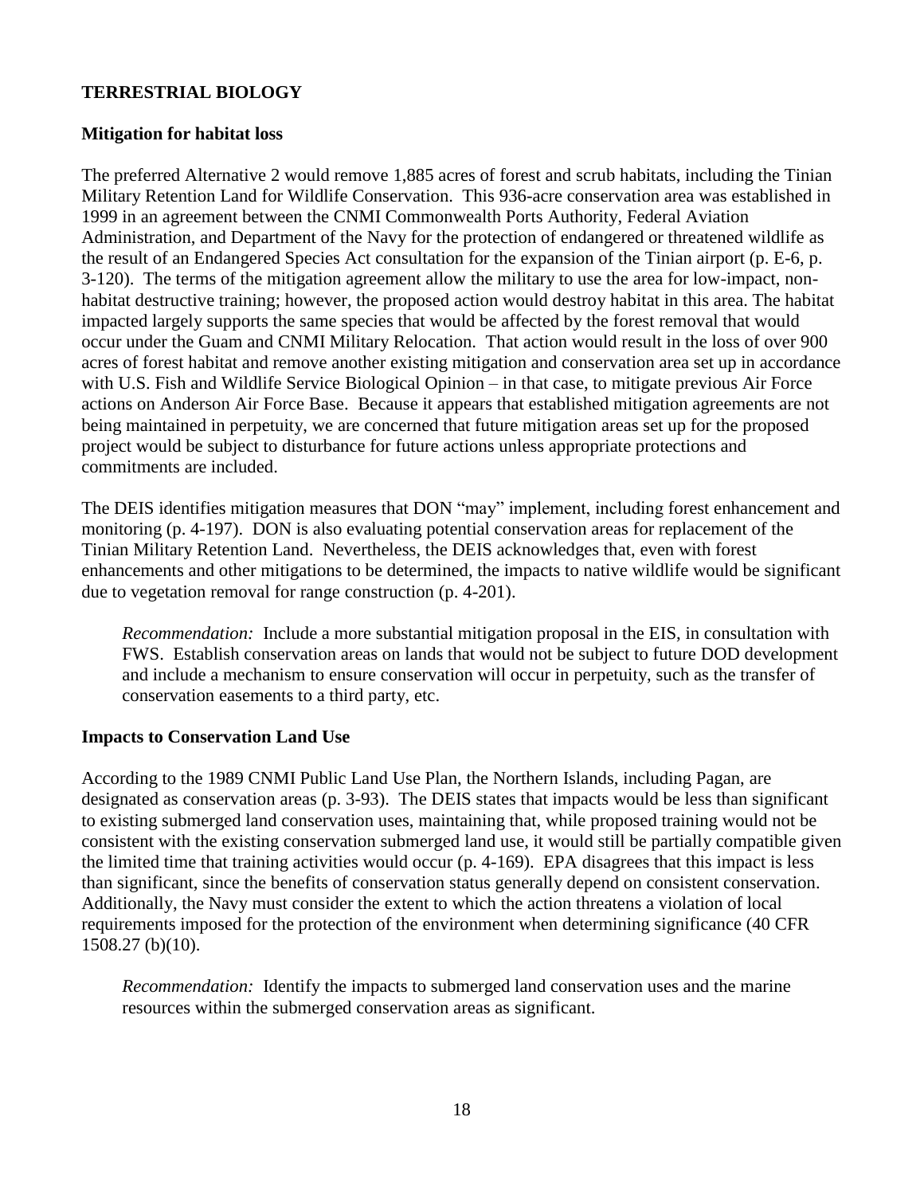## TERRESTRIAL BIOLOGY

### Mitigation for habitat loss

The preferred Alternative 2 would remove 1,885 acres of forest and scrub habitats, including the Tinian Military Retention Land for Wildlife Conservation. This 936-acre conservation area was established in 1999 in an agreement between the CNMI Commonwealth Ports Authority, Federal Aviation Administration, and Department of the Navy for the protection of endangered or threatened wildlife as the result of an Endangered Species Act consultation for the expansion of the Tinian airport (p. E-6, p. 3-120). The terms of the mitigation agreement allow the military to use the area for low-impact, non-habitat destructive training; however, the proposed action would destroy habitat in this area. The habitat impacted largely supports the same species that would be affected by the forest removal that would occur under the Guam and CNMI Military Relocation. That action would result in the loss of over 900 acres of forest habitat and remove another existing mitigation and conservation area set up in accordance with U.S. Fish and Wildlife Service Biological Opinion – in that case, to mitigate previous Air Force actions on Anderson Air Force Base. Because it appears that established mitigation agreements are not being maintained in perpetuity, we are concerned that future mitigation areas set up for the proposed project would be subject to disturbance for future actions unless appropriate protections and commitments are included.

The DEIS identifies mitigation measures that DON "may" implement, including forest enhancement and monitoring (p. 4-197). DON is also evaluating potential conservation areas for replacement of the Tinian Military Retention Land. Nevertheless, the DEIS acknowledges that, even with forest enhancements and other mitigations to be determined, the impacts to native wildlife would be significant due to vegetation removal for range construction (p. 4-201).

> *Recommendation:* Include a more substantial mitigation proposal in the EIS, in consultation with FWS. Establish conservation areas on lands that would not be subject to future DOD development and include a mechanism to ensure conservation will occur in perpetuity, such as the transfer of conservation easements to a third party, etc.

### Impacts to Conservation Land Use

According to the 1989 CNMI Public Land Use Plan, the Northern Islands, including Pagan, are designated as conservation areas (p. 3-93). The DEIS states that impacts would be less than significant to existing submerged land conservation uses, maintaining that, while proposed training would not be consistent with the existing conservation submerged land use, it would still be partially compatible given the limited time that training activities would occur (p. 4-169). EPA disagrees that this impact is less than significant, since the benefits of conservation status generally depend on consistent conservation. Additionally, the Navy must consider the extent to which the action threatens a violation of local requirements imposed for the protection of the environment when determining significance (40 CFR 1508.27 (b)(10).

> *Recommendation:* Identify the impacts to submerged land conservation uses and the marine resources within the submerged conservation areas as significant.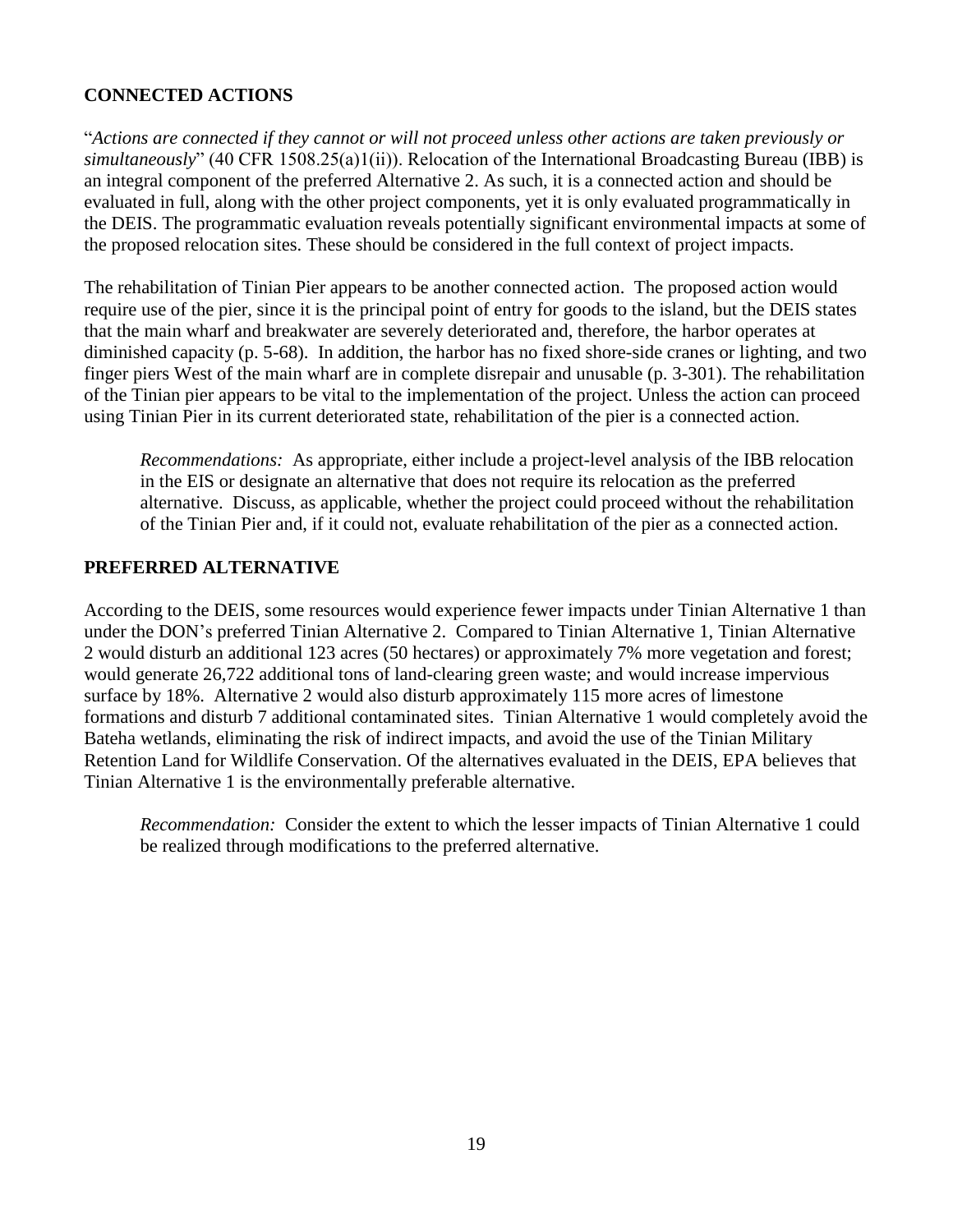## CONNECTED ACTIONS

"*Actions are connected if they cannot or will not proceed unless other actions are taken previously or simultaneously*" (40 CFR 1508.25(a)1(ii)). Relocation of the International Broadcasting Bureau (IBB) is an integral component of the preferred Alternative 2. As such, it is a connected action and should be evaluated in full, along with the other project components, yet it is only evaluated programmatically in the DEIS. The programmatic evaluation reveals potentially significant environmental impacts at some of the proposed relocation sites. These should be considered in the full context of project impacts.

The rehabilitation of Tinian Pier appears to be another connected action. The proposed action would require use of the pier, since it is the principal point of entry for goods to the island, but the DEIS states that the main wharf and breakwater are severely deteriorated and, therefore, the harbor operates at diminished capacity (p. 5-68). In addition, the harbor has no fixed shore-side cranes or lighting, and two finger piers West of the main wharf are in complete disrepair and unusable (p. 3-301). The rehabilitation of the Tinian pier appears to be vital to the implementation of the project. Unless the action can proceed using Tinian Pier in its current deteriorated state, rehabilitation of the pier is a connected action.

> *Recommendations:* As appropriate, either include a project-level analysis of the IBB relocation in the EIS or designate an alternative that does not require its relocation as the preferred alternative. Discuss, as applicable, whether the project could proceed without the rehabilitation of the Tinian Pier and, if it could not, evaluate rehabilitation of the pier as a connected action.

## PREFERRED ALTERNATIVE

According to the DEIS, some resources would experience fewer impacts under Tinian Alternative 1 than under the DON's preferred Tinian Alternative 2. Compared to Tinian Alternative 1, Tinian Alternative 2 would disturb an additional 123 acres (50 hectares) or approximately 7% more vegetation and forest; would generate 26,722 additional tons of land-clearing green waste; and would increase impervious surface by 18%. Alternative 2 would also disturb approximately 115 more acres of limestone formations and disturb 7 additional contaminated sites. Tinian Alternative 1 would completely avoid the Bateha wetlands, eliminating the risk of indirect impacts, and avoid the use of the Tinian Military Retention Land for Wildlife Conservation. Of the alternatives evaluated in the DEIS, EPA believes that Tinian Alternative 1 is the environmentally preferable alternative.

> *Recommendation:* Consider the extent to which the lesser impacts of Tinian Alternative 1 could be realized through modifications to the preferred alternative.